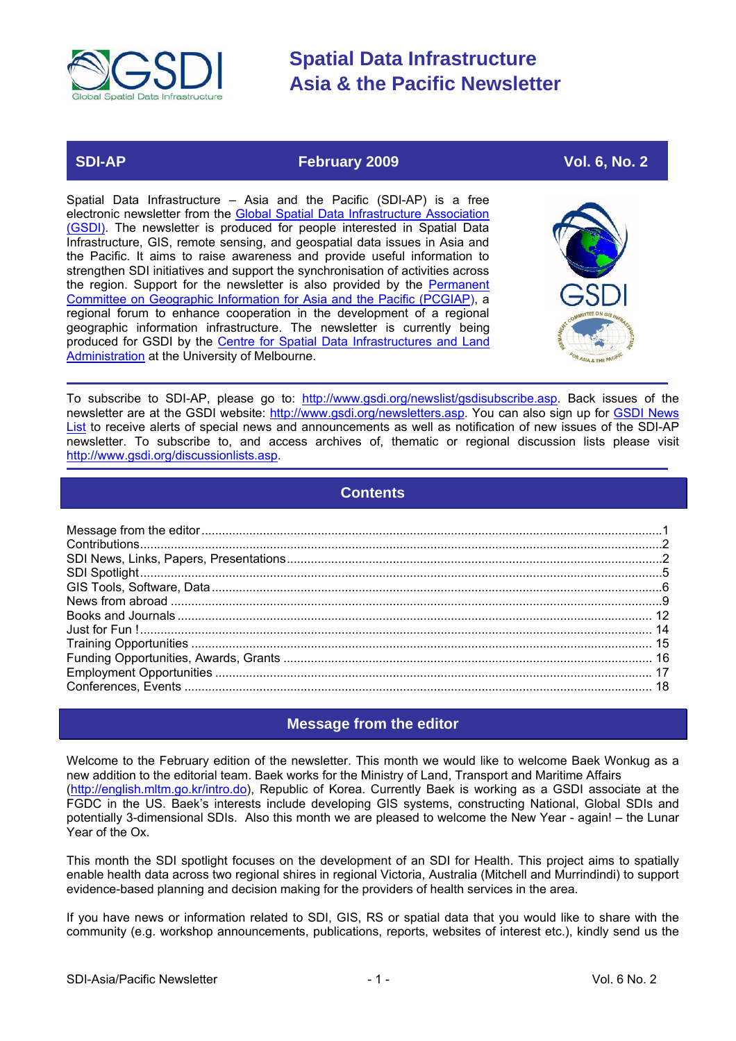# Spatial Data Infrastructure Asia & the Pacific Newsletter

| SDI-AP | February 2009 | Vol. 6, No. 2 |
|---|---|---|

Spatial Data Infrastructure – Asia and the Pacific (SDI-AP) is a free electronic newsletter from the Global Spatial Data Infrastructure Association (GSDI). The newsletter is produced for people interested in Spatial Data Infrastructure, GIS, remote sensing, and geospatial data issues in Asia and the Pacific. It aims to raise awareness and provide useful information to strengthen SDI initiatives and support the synchronisation of activities across the region. Support for the newsletter is also provided by the Permanent Committee on Geographic Information for Asia and the Pacific (PCGIAP), a regional forum to enhance cooperation in the development of a regional geographic information infrastructure. The newsletter is currently being produced for GSDI by the Centre for Spatial Data Infrastructures and Land Administration at the University of Melbourne.

To subscribe to SDI-AP, please go to: http://www.gsdi.org/newslist/gsdisubscribe.asp. Back issues of the newsletter are at the GSDI website: http://www.gsdi.org/newsletters.asp. You can also sign up for GSDI News List to receive alerts of special news and announcements as well as notification of new issues of the SDI-AP newsletter. To subscribe to, and access archives of, thematic or regional discussion lists please visit http://www.gsdi.org/discussionlists.asp.

## Contents

- Message from the editor ..... 1
- Contributions ..... 2
- SDI News, Links, Papers, Presentations ..... 2
- SDI Spotlight ..... 5
- GIS Tools, Software, Data ..... 6
- News from abroad ..... 9
- Books and Journals ..... 12
- Just for Fun ! ..... 14
- Training Opportunities ..... 15
- Funding Opportunities, Awards, Grants ..... 16
- Employment Opportunities ..... 17
- Conferences, Events ..... 18

## Message from the editor

Welcome to the February edition of the newsletter. This month we would like to welcome Baek Wonkug as a new addition to the editorial team. Baek works for the Ministry of Land, Transport and Maritime Affairs (http://english.mltm.go.kr/intro.do), Republic of Korea. Currently Baek is working as a GSDI associate at the FGDC in the US. Baek's interests include developing GIS systems, constructing National, Global SDIs and potentially 3-dimensional SDIs. Also this month we are pleased to welcome the New Year - again! – the Lunar Year of the Ox.

This month the SDI spotlight focuses on the development of an SDI for Health. This project aims to spatially enable health data across two regional shires in regional Victoria, Australia (Mitchell and Murrindindi) to support evidence-based planning and decision making for the providers of health services in the area.

If you have news or information related to SDI, GIS, RS or spatial data that you would like to share with the community (e.g. workshop announcements, publications, reports, websites of interest etc.), kindly send us the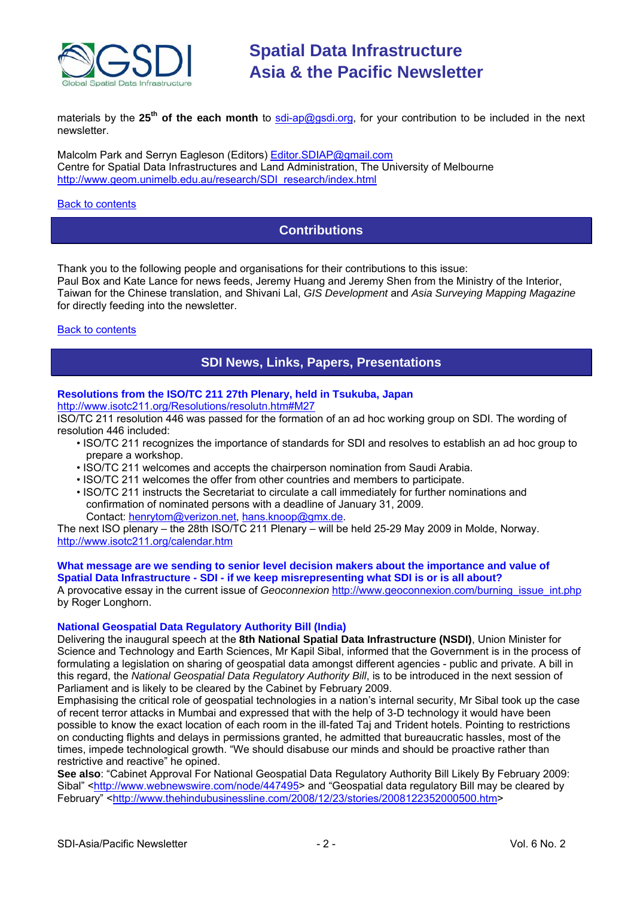materials by the **25th of the each month** to sdi-ap@gsdi.org, for your contribution to be included in the next newsletter.

Malcolm Park and Serryn Eagleson (Editors) Editor.SDIAP@gmail.com
Centre for Spatial Data Infrastructures and Land Administration, The University of Melbourne
http://www.geom.unimelb.edu.au/research/SDI_research/index.html

Back to contents

## Contributions

Thank you to the following people and organisations for their contributions to this issue:
Paul Box and Kate Lance for news feeds, Jeremy Huang and Jeremy Shen from the Ministry of the Interior, Taiwan for the Chinese translation, and Shivani Lal, *GIS Development* and *Asia Surveying Mapping Magazine* for directly feeding into the newsletter.

Back to contents

## SDI News, Links, Papers, Presentations

### Resolutions from the ISO/TC 211 27th Plenary, held in Tsukuba, Japan

http://www.isotc211.org/Resolutions/resolutn.htm#M27
ISO/TC 211 resolution 446 was passed for the formation of an ad hoc working group on SDI. The wording of resolution 446 included:

- ISO/TC 211 recognizes the importance of standards for SDI and resolves to establish an ad hoc group to prepare a workshop.
- ISO/TC 211 welcomes and accepts the chairperson nomination from Saudi Arabia.
- ISO/TC 211 welcomes the offer from other countries and members to participate.
- ISO/TC 211 instructs the Secretariat to circulate a call immediately for further nominations and confirmation of nominated persons with a deadline of January 31, 2009.
  Contact: henrytom@verizon.net, hans.knoop@gmx.de.

The next ISO plenary – the 28th ISO/TC 211 Plenary – will be held 25-29 May 2009 in Molde, Norway.
http://www.isotc211.org/calendar.htm

### What message are we sending to senior level decision makers about the importance and value of Spatial Data Infrastructure - SDI - if we keep misrepresenting what SDI is or is all about?

A provocative essay in the current issue of *Geoconnexion* http://www.geoconnexion.com/burning_issue_int.php by Roger Longhorn.

### National Geospatial Data Regulatory Authority Bill (India)

Delivering the inaugural speech at the **8th National Spatial Data Infrastructure (NSDI)**, Union Minister for Science and Technology and Earth Sciences, Mr Kapil Sibal, informed that the Government is in the process of formulating a legislation on sharing of geospatial data amongst different agencies - public and private. A bill in this regard, the *National Geospatial Data Regulatory Authority Bill*, is to be introduced in the next session of Parliament and is likely to be cleared by the Cabinet by February 2009.
Emphasising the critical role of geospatial technologies in a nation's internal security, Mr Sibal took up the case of recent terror attacks in Mumbai and expressed that with the help of 3-D technology it would have been possible to know the exact location of each room in the ill-fated Taj and Trident hotels. Pointing to restrictions on conducting flights and delays in permissions granted, he admitted that bureaucratic hassles, most of the times, impede technological growth. "We should disabuse our minds and should be proactive rather than restrictive and reactive" he opined.
**See also**: "Cabinet Approval For National Geospatial Data Regulatory Authority Bill Likely By February 2009: Sibal" <http://www.webnewswire.com/node/447495> and "Geospatial data regulatory Bill may be cleared by February" <http://www.thehindubusinessline.com/2008/12/23/stories/2008122352000500.htm>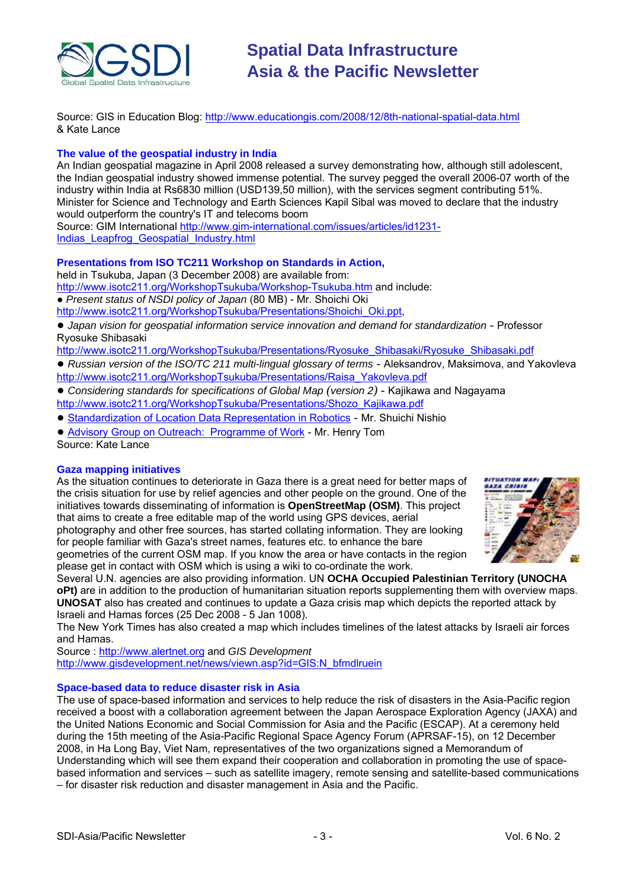Source: GIS in Education Blog: http://www.educationgis.com/2008/12/8th-national-spatial-data.html & Kate Lance

### The value of the geospatial industry in India

An Indian geospatial magazine in April 2008 released a survey demonstrating how, although still adolescent, the Indian geospatial industry showed immense potential. The survey pegged the overall 2006-07 worth of the industry within India at Rs6830 million (USD139,50 million), with the services segment contributing 51%. Minister for Science and Technology and Earth Sciences Kapil Sibal was moved to declare that the industry would outperform the country's IT and telecoms boom

Source: GIM International http://www.gim-international.com/issues/articles/id1231-Indias_Leapfrog_Geospatial_Industry.html

### Presentations from ISO TC211 Workshop on Standards in Action,

held in Tsukuba, Japan (3 December 2008) are available from: http://www.isotc211.org/WorkshopTsukuba/Workshop-Tsukuba.htm and include:

- *Present status of NSDI policy of Japan* (80 MB) - Mr. Shoichi Oki http://www.isotc211.org/WorkshopTsukuba/Presentations/Shoichi_Oki.ppt,
- *Japan vision for geospatial information service innovation and demand for standardization* - Professor Ryosuke Shibasaki http://www.isotc211.org/WorkshopTsukuba/Presentations/Ryosuke_Shibasaki/Ryosuke_Shibasaki.pdf
- *Russian version of the ISO/TC 211 multi-lingual glossary of terms* - Aleksandrov, Maksimova, and Yakovleva http://www.isotc211.org/WorkshopTsukuba/Presentations/Raisa_Yakovleva.pdf
- *Considering standards for specifications of Global Map (version 2)* - Kajikawa and Nagayama http://www.isotc211.org/WorkshopTsukuba/Presentations/Shozo_Kajikawa.pdf
- Standardization of Location Data Representation in Robotics - Mr. Shuichi Nishio
- Advisory Group on Outreach: Programme of Work - Mr. Henry Tom

Source: Kate Lance

### Gaza mapping initiatives

As the situation continues to deteriorate in Gaza there is a great need for better maps of the crisis situation for use by relief agencies and other people on the ground. One of the initiatives towards disseminating of information is **OpenStreetMap (OSM)**. This project that aims to create a free editable map of the world using GPS devices, aerial photography and other free sources, has started collating information. They are looking for people familiar with Gaza's street names, features etc. to enhance the bare geometries of the current OSM map. If you know the area or have contacts in the region please get in contact with OSM which is using a wiki to co-ordinate the work.

Several U.N. agencies are also providing information. UN **OCHA Occupied Palestinian Territory (UNOCHA oPt)** are in addition to the production of humanitarian situation reports supplementing them with overview maps. **UNOSAT** also has created and continues to update a Gaza crisis map which depicts the reported attack by Israeli and Hamas forces (25 Dec 2008 - 5 Jan 1008).

The New York Times has also created a map which includes timelines of the latest attacks by Israeli air forces and Hamas.

Source : http://www.alertnet.org and *GIS Development* http://www.gisdevelopment.net/news/viewn.asp?id=GIS:N_bfmdlruein

### Space-based data to reduce disaster risk in Asia

The use of space-based information and services to help reduce the risk of disasters in the Asia-Pacific region received a boost with a collaboration agreement between the Japan Aerospace Exploration Agency (JAXA) and the United Nations Economic and Social Commission for Asia and the Pacific (ESCAP). At a ceremony held during the 15th meeting of the Asia-Pacific Regional Space Agency Forum (APRSAF-15), on 12 December 2008, in Ha Long Bay, Viet Nam, representatives of the two organizations signed a Memorandum of Understanding which will see them expand their cooperation and collaboration in promoting the use of space-based information and services – such as satellite imagery, remote sensing and satellite-based communications – for disaster risk reduction and disaster management in Asia and the Pacific.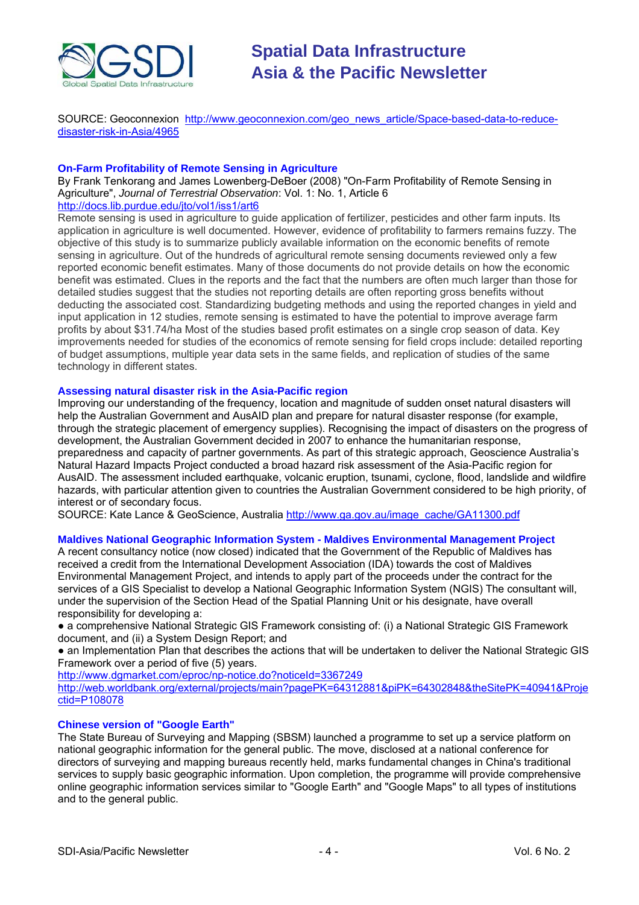SOURCE: Geoconnexion http://www.geoconnexion.com/geo_news_article/Space-based-data-to-reduce-disaster-risk-in-Asia/4965

### On-Farm Profitability of Remote Sensing in Agriculture

By Frank Tenkorang and James Lowenberg-DeBoer (2008) "On-Farm Profitability of Remote Sensing in Agriculture", *Journal of Terrestrial Observation*: Vol. 1: No. 1, Article 6
http://docs.lib.purdue.edu/jto/vol1/iss1/art6

Remote sensing is used in agriculture to guide application of fertilizer, pesticides and other farm inputs. Its application in agriculture is well documented. However, evidence of profitability to farmers remains fuzzy. The objective of this study is to summarize publicly available information on the economic benefits of remote sensing in agriculture. Out of the hundreds of agricultural remote sensing documents reviewed only a few reported economic benefit estimates. Many of those documents do not provide details on how the economic benefit was estimated. Clues in the reports and the fact that the numbers are often much larger than those for detailed studies suggest that the studies not reporting details are often reporting gross benefits without deducting the associated cost. Standardizing budgeting methods and using the reported changes in yield and input application in 12 studies, remote sensing is estimated to have the potential to improve average farm profits by about $31.74/ha Most of the studies based profit estimates on a single crop season of data. Key improvements needed for studies of the economics of remote sensing for field crops include: detailed reporting of budget assumptions, multiple year data sets in the same fields, and replication of studies of the same technology in different states.

### Assessing natural disaster risk in the Asia-Pacific region

Improving our understanding of the frequency, location and magnitude of sudden onset natural disasters will help the Australian Government and AusAID plan and prepare for natural disaster response (for example, through the strategic placement of emergency supplies). Recognising the impact of disasters on the progress of development, the Australian Government decided in 2007 to enhance the humanitarian response, preparedness and capacity of partner governments. As part of this strategic approach, Geoscience Australia's Natural Hazard Impacts Project conducted a broad hazard risk assessment of the Asia-Pacific region for AusAID. The assessment included earthquake, volcanic eruption, tsunami, cyclone, flood, landslide and wildfire hazards, with particular attention given to countries the Australian Government considered to be high priority, of interest or of secondary focus.

SOURCE: Kate Lance & GeoScience, Australia http://www.ga.gov.au/image_cache/GA11300.pdf

### Maldives National Geographic Information System - Maldives Environmental Management Project

A recent consultancy notice (now closed) indicated that the Government of the Republic of Maldives has received a credit from the International Development Association (IDA) towards the cost of Maldives Environmental Management Project, and intends to apply part of the proceeds under the contract for the services of a GIS Specialist to develop a National Geographic Information System (NGIS) The consultant will, under the supervision of the Section Head of the Spatial Planning Unit or his designate, have overall responsibility for developing a:

- a comprehensive National Strategic GIS Framework consisting of: (i) a National Strategic GIS Framework document, and (ii) a System Design Report; and
- an Implementation Plan that describes the actions that will be undertaken to deliver the National Strategic GIS Framework over a period of five (5) years.

http://www.dgmarket.com/eproc/np-notice.do?noticeId=3367249
http://web.worldbank.org/external/projects/main?pagePK=64312881&piPK=64302848&theSitePK=40941&Projectid=P108078

### Chinese version of "Google Earth"

The State Bureau of Surveying and Mapping (SBSM) launched a programme to set up a service platform on national geographic information for the general public. The move, disclosed at a national conference for directors of surveying and mapping bureaus recently held, marks fundamental changes in China's traditional services to supply basic geographic information. Upon completion, the programme will provide comprehensive online geographic information services similar to "Google Earth" and "Google Maps" to all types of institutions and to the general public.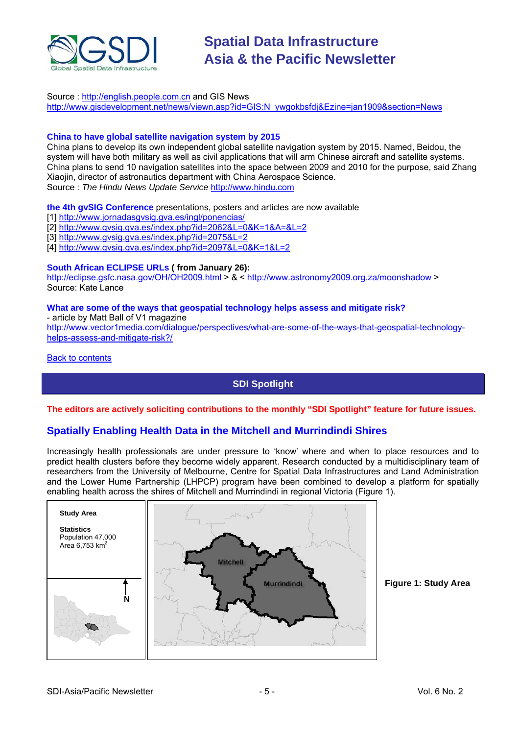Source : http://english.people.com.cn and GIS News
http://www.gisdevelopment.net/news/viewn.asp?id=GIS:N_ywgokbsfdj&Ezine=jan1909&section=News

**China to have global satellite navigation system by 2015**
China plans to develop its own independent global satellite navigation system by 2015. Named, Beidou, the system will have both military as well as civil applications that will arm Chinese aircraft and satellite systems. China plans to send 10 navigation satellites into the space between 2009 and 2010 for the purpose, said Zhang Xiaojin, director of astronautics department with China Aerospace Science.
Source : *The Hindu News Update Service* http://www.hindu.com

**the 4th gvSIG Conference** presentations, posters and articles are now available
[1] http://www.jornadasgvsig.gva.es/ingl/ponencias/
[2] http://www.gvsig.gva.es/index.php?id=2062&L=0&K=1&A=&L=2
[3] http://www.gvsig.gva.es/index.php?id=2075&L=2
[4] http://www.gvsig.gva.es/index.php?id=2097&L=0&K=1&L=2

**South African ECLIPSE URLs ( from January 26):**
http://eclipse.gsfc.nasa.gov/OH/OH2009.html > & < http://www.astronomy2009.org.za/moonshadow >
Source: Kate Lance

**What are some of the ways that geospatial technology helps assess and mitigate risk?**
- article by Matt Ball of V1 magazine
http://www.vector1media.com/dialogue/perspectives/what-are-some-of-the-ways-that-geospatial-technology-helps-assess-and-mitigate-risk?/

Back to contents

## SDI Spotlight

**The editors are actively soliciting contributions to the monthly "SDI Spotlight" feature for future issues.**

### Spatially Enabling Health Data in the Mitchell and Murrindindi Shires

Increasingly health professionals are under pressure to 'know' where and when to place resources and to predict health clusters before they become widely apparent. Research conducted by a multidisciplinary team of researchers from the University of Melbourne, Centre for Spatial Data Infrastructures and Land Administration and the Lower Hume Partnership (LHPCP) program have been combined to develop a platform for spatially enabling health across the shires of Mitchell and Murrindindi in regional Victoria (Figure 1).

**Study Area**

**Statistics**
Population 47,000
Area 6,753 km$^2$

N

Mitchell

Murrindindi

**Figure 1: Study Area**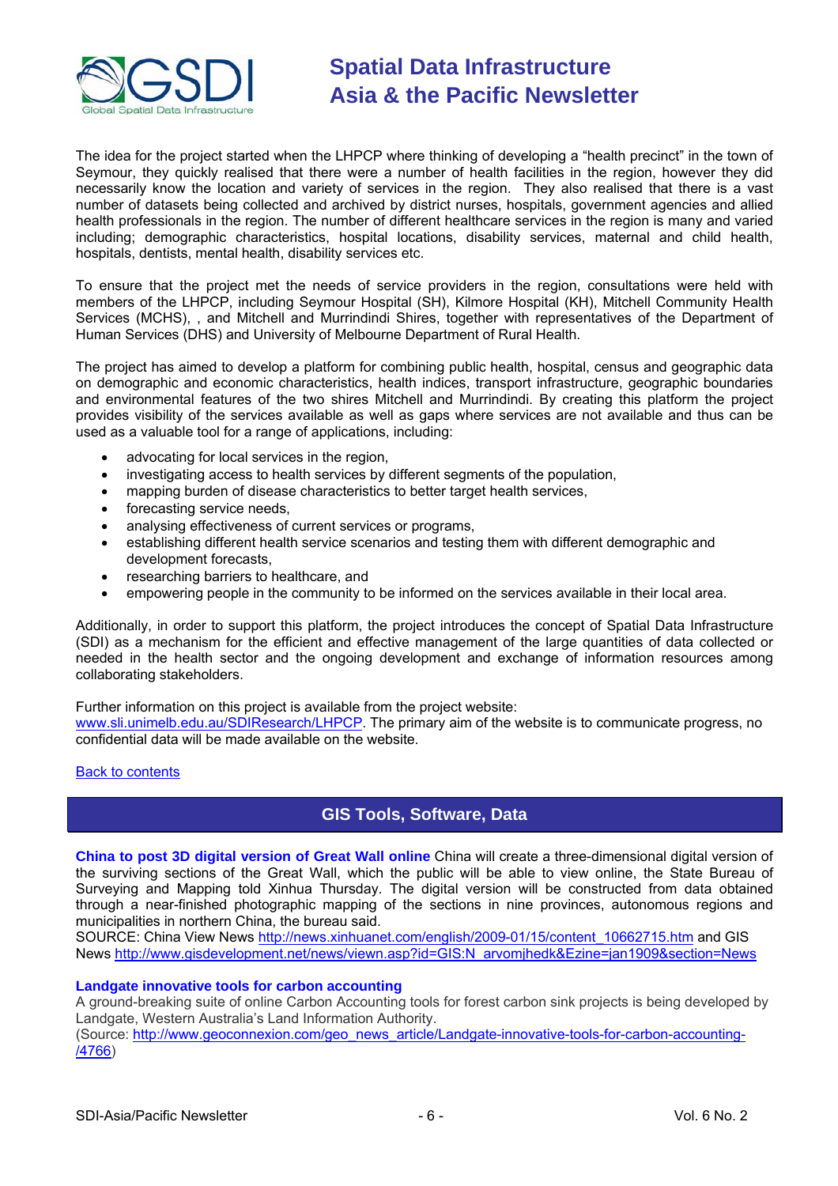The idea for the project started when the LHPCP where thinking of developing a "health precinct" in the town of Seymour, they quickly realised that there were a number of health facilities in the region, however they did necessarily know the location and variety of services in the region. They also realised that there is a vast number of datasets being collected and archived by district nurses, hospitals, government agencies and allied health professionals in the region. The number of different healthcare services in the region is many and varied including; demographic characteristics, hospital locations, disability services, maternal and child health, hospitals, dentists, mental health, disability services etc.

To ensure that the project met the needs of service providers in the region, consultations were held with members of the LHPCP, including Seymour Hospital (SH), Kilmore Hospital (KH), Mitchell Community Health Services (MCHS), , and Mitchell and Murrindindi Shires, together with representatives of the Department of Human Services (DHS) and University of Melbourne Department of Rural Health.

The project has aimed to develop a platform for combining public health, hospital, census and geographic data on demographic and economic characteristics, health indices, transport infrastructure, geographic boundaries and environmental features of the two shires Mitchell and Murrindindi. By creating this platform the project provides visibility of the services available as well as gaps where services are not available and thus can be used as a valuable tool for a range of applications, including:

- advocating for local services in the region,
- investigating access to health services by different segments of the population,
- mapping burden of disease characteristics to better target health services,
- forecasting service needs,
- analysing effectiveness of current services or programs,
- establishing different health service scenarios and testing them with different demographic and development forecasts,
- researching barriers to healthcare, and
- empowering people in the community to be informed on the services available in their local area.

Additionally, in order to support this platform, the project introduces the concept of Spatial Data Infrastructure (SDI) as a mechanism for the efficient and effective management of the large quantities of data collected or needed in the health sector and the ongoing development and exchange of information resources among collaborating stakeholders.

Further information on this project is available from the project website:
www.sli.unimelb.edu.au/SDIResearch/LHPCP. The primary aim of the website is to communicate progress, no confidential data will be made available on the website.

Back to contents

## GIS Tools, Software, Data

**China to post 3D digital version of Great Wall online** China will create a three-dimensional digital version of the surviving sections of the Great Wall, which the public will be able to view online, the State Bureau of Surveying and Mapping told Xinhua Thursday. The digital version will be constructed from data obtained through a near-finished photographic mapping of the sections in nine provinces, autonomous regions and municipalities in northern China, the bureau said.
SOURCE: China View News http://news.xinhuanet.com/english/2009-01/15/content_10662715.htm and GIS News http://www.gisdevelopment.net/news/viewn.asp?id=GIS:N_arvomjhedk&Ezine=jan1909&section=News

**Landgate innovative tools for carbon accounting**
A ground-breaking suite of online Carbon Accounting tools for forest carbon sink projects is being developed by Landgate, Western Australia's Land Information Authority.
(Source: http://www.geoconnexion.com/geo_news_article/Landgate-innovative-tools-for-carbon-accounting-/4766)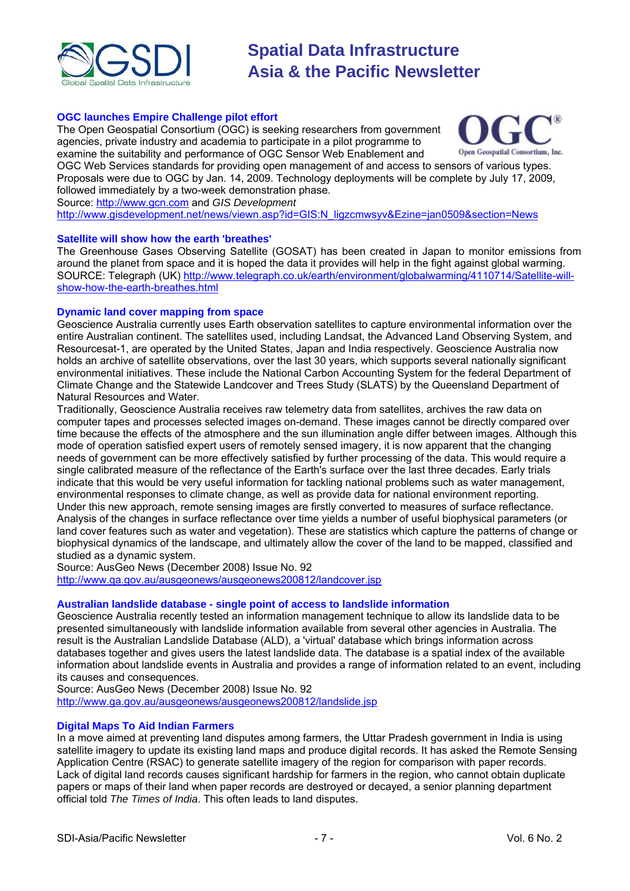### OGC launches Empire Challenge pilot effort

The Open Geospatial Consortium (OGC) is seeking researchers from government agencies, private industry and academia to participate in a pilot programme to examine the suitability and performance of OGC Sensor Web Enablement and OGC Web Services standards for providing open management of and access to sensors of various types. Proposals were due to OGC by Jan. 14, 2009. Technology deployments will be complete by July 17, 2009, followed immediately by a two-week demonstration phase.
Source: http://www.gcn.com and *GIS Development*
http://www.gisdevelopment.net/news/viewn.asp?id=GIS:N_ligzcmwsyv&Ezine=jan0509&section=News

### Satellite will show how the earth 'breathes'

The Greenhouse Gases Observing Satellite (GOSAT) has been created in Japan to monitor emissions from around the planet from space and it is hoped the data it provides will help in the fight against global warming.
SOURCE: Telegraph (UK) http://www.telegraph.co.uk/earth/environment/globalwarming/4110714/Satellite-will-show-how-the-earth-breathes.html

### Dynamic land cover mapping from space

Geoscience Australia currently uses Earth observation satellites to capture environmental information over the entire Australian continent. The satellites used, including Landsat, the Advanced Land Observing System, and Resourcesat-1, are operated by the United States, Japan and India respectively. Geoscience Australia now holds an archive of satellite observations, over the last 30 years, which supports several nationally significant environmental initiatives. These include the National Carbon Accounting System for the federal Department of Climate Change and the Statewide Landcover and Trees Study (SLATS) by the Queensland Department of Natural Resources and Water.

Traditionally, Geoscience Australia receives raw telemetry data from satellites, archives the raw data on computer tapes and processes selected images on-demand. These images cannot be directly compared over time because the effects of the atmosphere and the sun illumination angle differ between images. Although this mode of operation satisfied expert users of remotely sensed imagery, it is now apparent that the changing needs of government can be more effectively satisfied by further processing of the data. This would require a single calibrated measure of the reflectance of the Earth's surface over the last three decades. Early trials indicate that this would be very useful information for tackling national problems such as water management, environmental responses to climate change, as well as provide data for national environment reporting.

Under this new approach, remote sensing images are firstly converted to measures of surface reflectance. Analysis of the changes in surface reflectance over time yields a number of useful biophysical parameters (or land cover features such as water and vegetation). These are statistics which capture the patterns of change or biophysical dynamics of the landscape, and ultimately allow the cover of the land to be mapped, classified and studied as a dynamic system.

Source: AusGeo News (December 2008) Issue No. 92
http://www.ga.gov.au/ausgeonews/ausgeonews200812/landcover.jsp

### Australian landslide database - single point of access to landslide information

Geoscience Australia recently tested an information management technique to allow its landslide data to be presented simultaneously with landslide information available from several other agencies in Australia. The result is the Australian Landslide Database (ALD), a 'virtual' database which brings information across databases together and gives users the latest landslide data. The database is a spatial index of the available information about landslide events in Australia and provides a range of information related to an event, including its causes and consequences.

Source: AusGeo News (December 2008) Issue No. 92
http://www.ga.gov.au/ausgeonews/ausgeonews200812/landslide.jsp

### Digital Maps To Aid Indian Farmers

In a move aimed at preventing land disputes among farmers, the Uttar Pradesh government in India is using satellite imagery to update its existing land maps and produce digital records. It has asked the Remote Sensing Application Centre (RSAC) to generate satellite imagery of the region for comparison with paper records. Lack of digital land records causes significant hardship for farmers in the region, who cannot obtain duplicate papers or maps of their land when paper records are destroyed or decayed, a senior planning department official told *The Times of India*. This often leads to land disputes.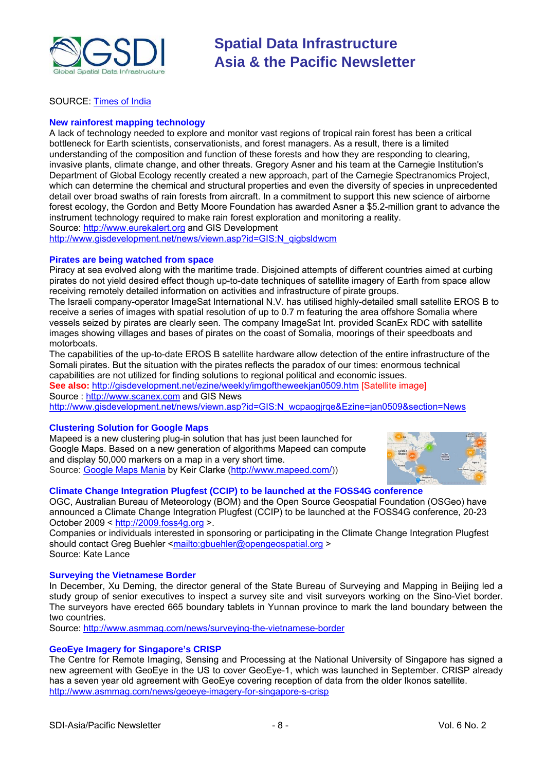SOURCE: Times of India

### New rainforest mapping technology

A lack of technology needed to explore and monitor vast regions of tropical rain forest has been a critical bottleneck for Earth scientists, conservationists, and forest managers. As a result, there is a limited understanding of the composition and function of these forests and how they are responding to clearing, invasive plants, climate change, and other threats. Gregory Asner and his team at the Carnegie Institution's Department of Global Ecology recently created a new approach, part of the Carnegie Spectranomics Project, which can determine the chemical and structural properties and even the diversity of species in unprecedented detail over broad swaths of rain forests from aircraft. In a commitment to support this new science of airborne forest ecology, the Gordon and Betty Moore Foundation has awarded Asner a $5.2-million grant to advance the instrument technology required to make rain forest exploration and monitoring a reality.
Source: http://www.eurekalert.org and GIS Development
http://www.gisdevelopment.net/news/viewn.asp?id=GIS:N_qigbsldwcm

### Pirates are being watched from space

Piracy at sea evolved along with the maritime trade. Disjoined attempts of different countries aimed at curbing pirates do not yield desired effect though up-to-date techniques of satellite imagery of Earth from space allow receiving remotely detailed information on activities and infrastructure of pirate groups.
The Israeli company-operator ImageSat International N.V. has utilised highly-detailed small satellite EROS B to receive a series of images with spatial resolution of up to 0.7 m featuring the area offshore Somalia where vessels seized by pirates are clearly seen. The company ImageSat Int. provided ScanEx RDC with satellite images showing villages and bases of pirates on the coast of Somalia, moorings of their speedboats and motorboats.
The capabilities of the up-to-date EROS B satellite hardware allow detection of the entire infrastructure of the Somali pirates. But the situation with the pirates reflects the paradox of our times: enormous technical capabilities are not utilized for finding solutions to regional political and economic issues.
**See also:** http://gisdevelopment.net/ezine/weekly/imgoftheweekjan0509.htm [Satellite image]
Source : http://www.scanex.com and GIS News
http://www.gisdevelopment.net/news/viewn.asp?id=GIS:N_wcpaogjrqe&Ezine=jan0509&section=News

### Clustering Solution for Google Maps

Mapeed is a new clustering plug-in solution that has just been launched for Google Maps. Based on a new generation of algorithms Mapeed can compute and display 50,000 markers on a map in a very short time.
Source: Google Maps Mania by Keir Clarke (http://www.mapeed.com/))

### Climate Change Integration Plugfest (CCIP) to be launched at the FOSS4G conference

OGC, Australian Bureau of Meteorology (BOM) and the Open Source Geospatial Foundation (OSGeo) have announced a Climate Change Integration Plugfest (CCIP) to be launched at the FOSS4G conference, 20-23 October 2009 < http://2009.foss4g.org >.
Companies or individuals interested in sponsoring or participating in the Climate Change Integration Plugfest should contact Greg Buehler <mailto:gbuehler@opengeospatial.org >
Source: Kate Lance

### Surveying the Vietnamese Border

In December, Xu Deming, the director general of the State Bureau of Surveying and Mapping in Beijing led a study group of senior executives to inspect a survey site and visit surveyors working on the Sino-Viet border. The surveyors have erected 665 boundary tablets in Yunnan province to mark the land boundary between the two countries.
Source: http://www.asmmag.com/news/surveying-the-vietnamese-border

### GeoEye Imagery for Singapore's CRISP

The Centre for Remote Imaging, Sensing and Processing at the National University of Singapore has signed a new agreement with GeoEye in the US to cover GeoEye-1, which was launched in September. CRISP already has a seven year old agreement with GeoEye covering reception of data from the older Ikonos satellite.
http://www.asmmag.com/news/geoeye-imagery-for-singapore-s-crisp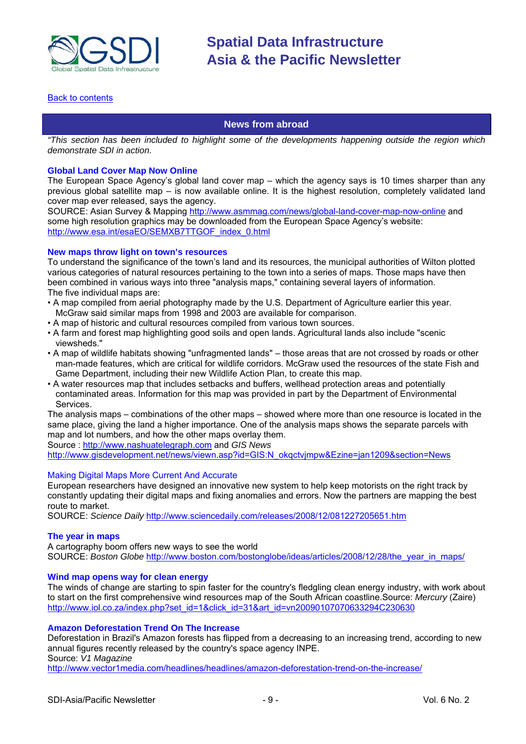[Back to contents](#)

## News from abroad

*"This section has been included to highlight some of the developments happening outside the region which demonstrate SDI in action.*

### Global Land Cover Map Now Online

The European Space Agency's global land cover map – which the agency says is 10 times sharper than any previous global satellite map – is now available online. It is the highest resolution, completely validated land cover map ever released, says the agency.
SOURCE: Asian Survey & Mapping http://www.asmmag.com/news/global-land-cover-map-now-online and some high resolution graphics may be downloaded from the European Space Agency's website: http://www.esa.int/esaEO/SEMXB7TTGOF_index_0.html

### New maps throw light on town's resources

To understand the significance of the town's land and its resources, the municipal authorities of Wilton plotted various categories of natural resources pertaining to the town into a series of maps. Those maps have then been combined in various ways into three "analysis maps," containing several layers of information.
The five individual maps are:

- A map compiled from aerial photography made by the U.S. Department of Agriculture earlier this year. McGraw said similar maps from 1998 and 2003 are available for comparison.
- A map of historic and cultural resources compiled from various town sources.
- A farm and forest map highlighting good soils and open lands. Agricultural lands also include "scenic viewsheds."
- A map of wildlife habitats showing "unfragmented lands" – those areas that are not crossed by roads or other man-made features, which are critical for wildlife corridors. McGraw used the resources of the state Fish and Game Department, including their new Wildlife Action Plan, to create this map.
- A water resources map that includes setbacks and buffers, wellhead protection areas and potentially contaminated areas. Information for this map was provided in part by the Department of Environmental Services.

The analysis maps – combinations of the other maps – showed where more than one resource is located in the same place, giving the land a higher importance. One of the analysis maps shows the separate parcels with map and lot numbers, and how the other maps overlay them.
Source : http://www.nashuatelegraph.com and *GIS News*
http://www.gisdevelopment.net/news/viewn.asp?id=GIS:N_okqctvjmpw&Ezine=jan1209&section=News

### Making Digital Maps More Current And Accurate

European researchers have designed an innovative new system to help keep motorists on the right track by constantly updating their digital maps and fixing anomalies and errors. Now the partners are mapping the best route to market.
SOURCE: *Science Daily* http://www.sciencedaily.com/releases/2008/12/081227205651.htm

### The year in maps

A cartography boom offers new ways to see the world
SOURCE: *Boston Globe* http://www.boston.com/bostonglobe/ideas/articles/2008/12/28/the_year_in_maps/

### Wind map opens way for clean energy

The winds of change are starting to spin faster for the country's fledgling clean energy industry, with work about to start on the first comprehensive wind resources map of the South African coastline.Source: *Mercury* (Zaire)
http://www.iol.co.za/index.php?set_id=1&click_id=31&art_id=vn20090107070633294C230630

### Amazon Deforestation Trend On The Increase

Deforestation in Brazil's Amazon forests has flipped from a decreasing to an increasing trend, according to new annual figures recently released by the country's space agency INPE.
Source: *V1 Magazine*
http://www.vector1media.com/headlines/headlines/amazon-deforestation-trend-on-the-increase/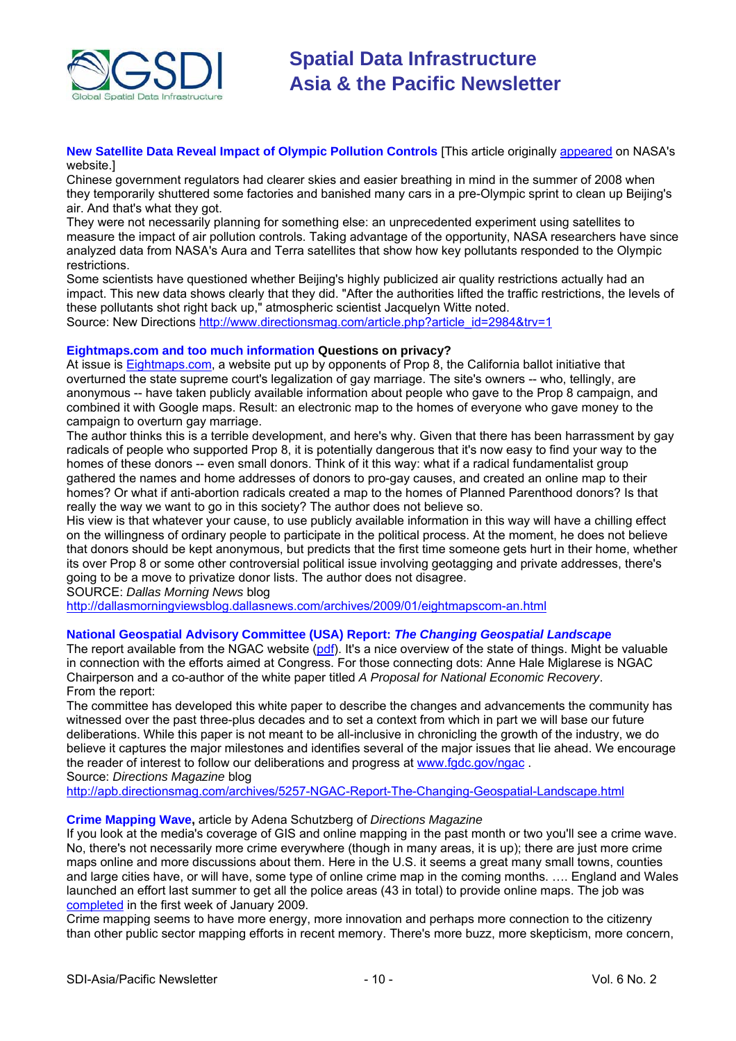**New Satellite Data Reveal Impact of Olympic Pollution Controls** [This article originally appeared on NASA's website.]

Chinese government regulators had clearer skies and easier breathing in mind in the summer of 2008 when they temporarily shuttered some factories and banished many cars in a pre-Olympic sprint to clean up Beijing's air. And that's what they got.

They were not necessarily planning for something else: an unprecedented experiment using satellites to measure the impact of air pollution controls. Taking advantage of the opportunity, NASA researchers have since analyzed data from NASA's Aura and Terra satellites that show how key pollutants responded to the Olympic restrictions.

Some scientists have questioned whether Beijing's highly publicized air quality restrictions actually had an impact. This new data shows clearly that they did. "After the authorities lifted the traffic restrictions, the levels of these pollutants shot right back up," atmospheric scientist Jacquelyn Witte noted.

Source: New Directions http://www.directionsmag.com/article.php?article_id=2984&trv=1

**Eightmaps.com and too much information Questions on privacy?**

At issue is Eightmaps.com, a website put up by opponents of Prop 8, the California ballot initiative that overturned the state supreme court's legalization of gay marriage. The site's owners -- who, tellingly, are anonymous -- have taken publicly available information about people who gave to the Prop 8 campaign, and combined it with Google maps. Result: an electronic map to the homes of everyone who gave money to the campaign to overturn gay marriage.

The author thinks this is a terrible development, and here's why. Given that there has been harrassment by gay radicals of people who supported Prop 8, it is potentially dangerous that it's now easy to find your way to the homes of these donors -- even small donors. Think of it this way: what if a radical fundamentalist group gathered the names and home addresses of donors to pro-gay causes, and created an online map to their homes? Or what if anti-abortion radicals created a map to the homes of Planned Parenthood donors? Is that really the way we want to go in this society? The author does not believe so.

His view is that whatever your cause, to use publicly available information in this way will have a chilling effect on the willingness of ordinary people to participate in the political process. At the moment, he does not believe that donors should be kept anonymous, but predicts that the first time someone gets hurt in their home, whether its over Prop 8 or some other controversial political issue involving geotagging and private addresses, there's going to be a move to privatize donor lists. The author does not disagree.

SOURCE: *Dallas Morning News* blog

http://dallasmorningviewsblog.dallasnews.com/archives/2009/01/eightmapscom-an.html

**National Geospatial Advisory Committee (USA) Report: *The Changing Geospatial Landscape***

The report available from the NGAC website (pdf). It's a nice overview of the state of things. Might be valuable in connection with the efforts aimed at Congress. For those connecting dots: Anne Hale Miglarese is NGAC Chairperson and a co-author of the white paper titled *A Proposal for National Economic Recovery*.

From the report:

The committee has developed this white paper to describe the changes and advancements the community has witnessed over the past three-plus decades and to set a context from which in part we will base our future deliberations. While this paper is not meant to be all-inclusive in chronicling the growth of the industry, we do believe it captures the major milestones and identifies several of the major issues that lie ahead. We encourage the reader of interest to follow our deliberations and progress at www.fgdc.gov/ngac .

Source: *Directions Magazine* blog

http://apb.directionsmag.com/archives/5257-NGAC-Report-The-Changing-Geospatial-Landscape.html

**Crime Mapping Wave,** article by Adena Schutzberg of *Directions Magazine*

If you look at the media's coverage of GIS and online mapping in the past month or two you'll see a crime wave. No, there's not necessarily more crime everywhere (though in many areas, it is up); there are just more crime maps online and more discussions about them. Here in the U.S. it seems a great many small towns, counties and large cities have, or will have, some type of online crime map in the coming months. …. England and Wales launched an effort last summer to get all the police areas (43 in total) to provide online maps. The job was completed in the first week of January 2009.

Crime mapping seems to have more energy, more innovation and perhaps more connection to the citizenry than other public sector mapping efforts in recent memory. There's more buzz, more skepticism, more concern,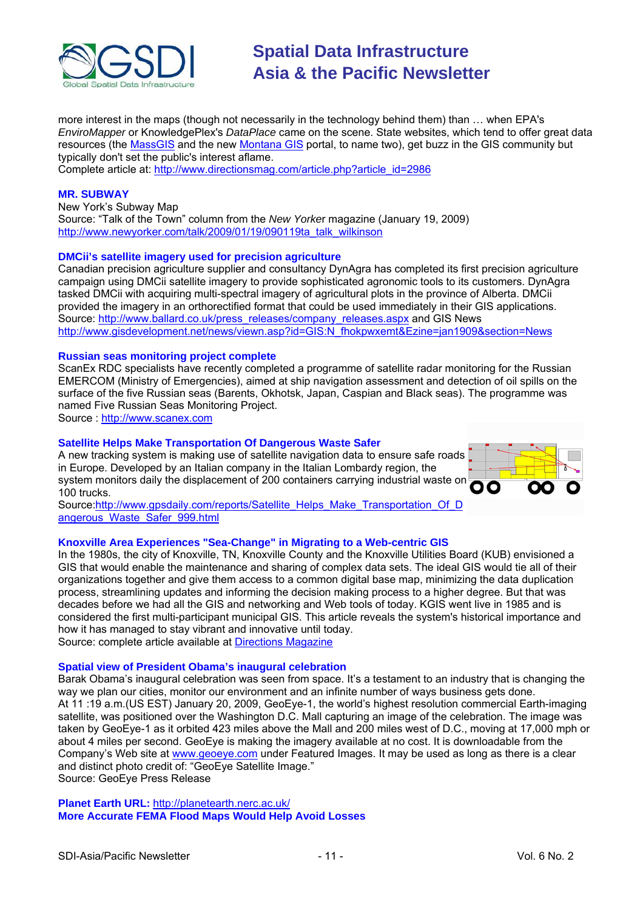more interest in the maps (though not necessarily in the technology behind them) than … when EPA's *EnviroMapper* or KnowledgePlex's *DataPlace* came on the scene. State websites, which tend to offer great data resources (the MassGIS and the new Montana GIS portal, to name two), get buzz in the GIS community but typically don't set the public's interest aflame.
Complete article at: http://www.directionsmag.com/article.php?article_id=2986

### MR. SUBWAY

New York's Subway Map
Source: "Talk of the Town" column from the *New Yorker* magazine (January 19, 2009)
http://www.newyorker.com/talk/2009/01/19/090119ta_talk_wilkinson

### DMCii's satellite imagery used for precision agriculture

Canadian precision agriculture supplier and consultancy DynAgra has completed its first precision agriculture campaign using DMCii satellite imagery to provide sophisticated agronomic tools to its customers. DynAgra tasked DMCii with acquiring multi-spectral imagery of agricultural plots in the province of Alberta. DMCii provided the imagery in an orthorectified format that could be used immediately in their GIS applications.
Source: http://www.ballard.co.uk/press_releases/company_releases.aspx and GIS News http://www.gisdevelopment.net/news/viewn.asp?id=GIS:N_fhokpwxemt&Ezine=jan1909&section=News

### Russian seas monitoring project complete

ScanEx RDC specialists have recently completed a programme of satellite radar monitoring for the Russian EMERCOM (Ministry of Emergencies), aimed at ship navigation assessment and detection of oil spills on the surface of the five Russian seas (Barents, Okhotsk, Japan, Caspian and Black seas). The programme was named Five Russian Seas Monitoring Project.
Source : http://www.scanex.com

### Satellite Helps Make Transportation Of Dangerous Waste Safer

A new tracking system is making use of satellite navigation data to ensure safe roads in Europe. Developed by an Italian company in the Italian Lombardy region, the system monitors daily the displacement of 200 containers carrying industrial waste on 100 trucks.
Source:http://www.gpsdaily.com/reports/Satellite_Helps_Make_Transportation_Of_Dangerous_Waste_Safer_999.html

### Knoxville Area Experiences "Sea-Change" in Migrating to a Web-centric GIS

In the 1980s, the city of Knoxville, TN, Knoxville County and the Knoxville Utilities Board (KUB) envisioned a GIS that would enable the maintenance and sharing of complex data sets. The ideal GIS would tie all of their organizations together and give them access to a common digital base map, minimizing the data duplication process, streamlining updates and informing the decision making process to a higher degree. But that was decades before we had all the GIS and networking and Web tools of today. KGIS went live in 1985 and is considered the first multi-participant municipal GIS. This article reveals the system's historical importance and how it has managed to stay vibrant and innovative until today.
Source: complete article available at Directions Magazine

### Spatial view of President Obama's inaugural celebration

Barak Obama's inaugural celebration was seen from space. It's a testament to an industry that is changing the way we plan our cities, monitor our environment and an infinite number of ways business gets done.
At 11 :19 a.m.(US EST) January 20, 2009, GeoEye-1, the world's highest resolution commercial Earth-imaging satellite, was positioned over the Washington D.C. Mall capturing an image of the celebration. The image was taken by GeoEye-1 as it orbited 423 miles above the Mall and 200 miles west of D.C., moving at 17,000 mph or about 4 miles per second. GeoEye is making the imagery available at no cost. It is downloadable from the Company's Web site at www.geoeye.com under Featured Images. It may be used as long as there is a clear and distinct photo credit of: "GeoEye Satellite Image."
Source: GeoEye Press Release

**Planet Earth URL:** http://planetearth.nerc.ac.uk/

### More Accurate FEMA Flood Maps Would Help Avoid Losses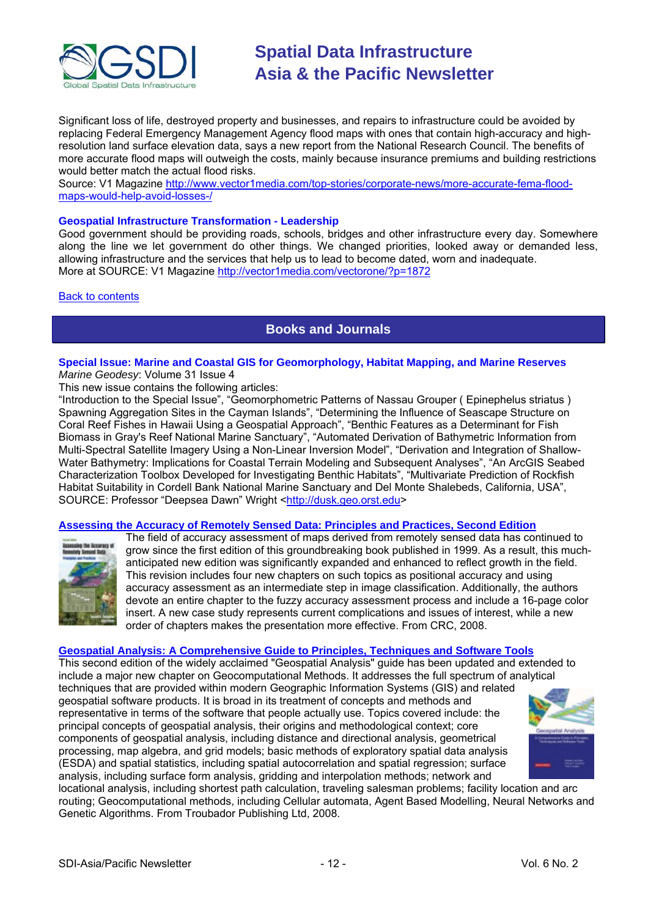Significant loss of life, destroyed property and businesses, and repairs to infrastructure could be avoided by replacing Federal Emergency Management Agency flood maps with ones that contain high-accuracy and high-resolution land surface elevation data, says a new report from the National Research Council. The benefits of more accurate flood maps will outweigh the costs, mainly because insurance premiums and building restrictions would better match the actual flood risks.
Source: V1 Magazine http://www.vector1media.com/top-stories/corporate-news/more-accurate-fema-flood-maps-would-help-avoid-losses-/

### Geospatial Infrastructure Transformation - Leadership

Good government should be providing roads, schools, bridges and other infrastructure every day. Somewhere along the line we let government do other things. We changed priorities, looked away or demanded less, allowing infrastructure and the services that help us to lead to become dated, worn and inadequate.
More at SOURCE: V1 Magazine http://vector1media.com/vectorone/?p=1872

Back to contents

## Books and Journals

### Special Issue: Marine and Coastal GIS for Geomorphology, Habitat Mapping, and Marine Reserves

*Marine Geodesy*: Volume 31 Issue 4
This new issue contains the following articles:
"Introduction to the Special Issue", "Geomorphometric Patterns of Nassau Grouper ( Epinephelus striatus ) Spawning Aggregation Sites in the Cayman Islands", "Determining the Influence of Seascape Structure on Coral Reef Fishes in Hawaii Using a Geospatial Approach", "Benthic Features as a Determinant for Fish Biomass in Gray's Reef National Marine Sanctuary", "Automated Derivation of Bathymetric Information from Multi-Spectral Satellite Imagery Using a Non-Linear Inversion Model", "Derivation and Integration of Shallow-Water Bathymetry: Implications for Coastal Terrain Modeling and Subsequent Analyses", "An ArcGIS Seabed Characterization Toolbox Developed for Investigating Benthic Habitats", "Multivariate Prediction of Rockfish Habitat Suitability in Cordell Bank National Marine Sanctuary and Del Monte Shalebeds, California, USA",
SOURCE: Professor "Deepsea Dawn" Wright <http://dusk.geo.orst.edu>

### Assessing the Accuracy of Remotely Sensed Data: Principles and Practices, Second Edition

The field of accuracy assessment of maps derived from remotely sensed data has continued to grow since the first edition of this groundbreaking book published in 1999. As a result, this much-anticipated new edition was significantly expanded and enhanced to reflect growth in the field. This revision includes four new chapters on such topics as positional accuracy and using accuracy assessment as an intermediate step in image classification. Additionally, the authors devote an entire chapter to the fuzzy accuracy assessment process and include a 16-page color insert. A new case study represents current complications and issues of interest, while a new order of chapters makes the presentation more effective. From CRC, 2008.

### Geospatial Analysis: A Comprehensive Guide to Principles, Techniques and Software Tools

This second edition of the widely acclaimed "Geospatial Analysis" guide has been updated and extended to include a major new chapter on Geocomputational Methods. It addresses the full spectrum of analytical techniques that are provided within modern Geographic Information Systems (GIS) and related geospatial software products. It is broad in its treatment of concepts and methods and representative in terms of the software that people actually use. Topics covered include: the principal concepts of geospatial analysis, their origins and methodological context; core components of geospatial analysis, including distance and directional analysis, geometrical processing, map algebra, and grid models; basic methods of exploratory spatial data analysis (ESDA) and spatial statistics, including spatial autocorrelation and spatial regression; surface analysis, including surface form analysis, gridding and interpolation methods; network and locational analysis, including shortest path calculation, traveling salesman problems; facility location and arc routing; Geocomputational methods, including Cellular automata, Agent Based Modelling, Neural Networks and Genetic Algorithms. From Troubador Publishing Ltd, 2008.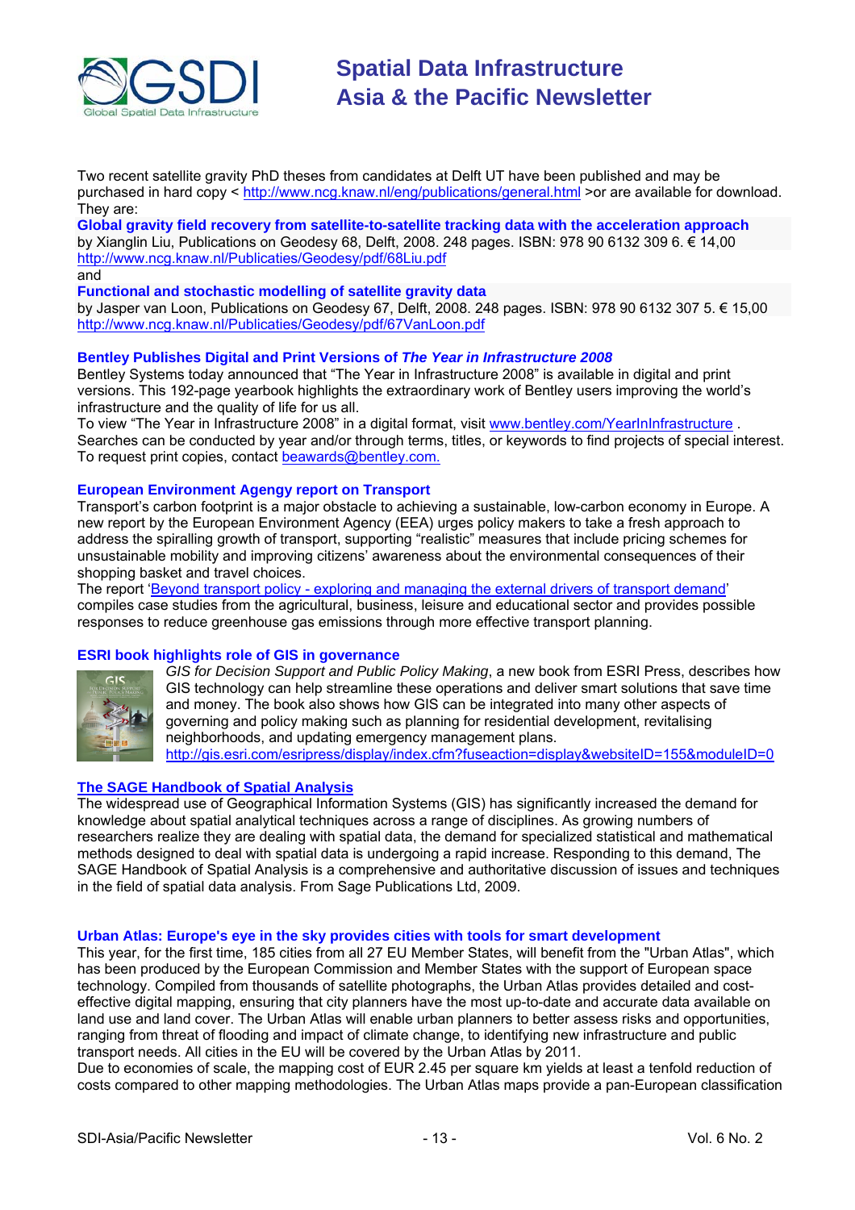Two recent satellite gravity PhD theses from candidates at Delft UT have been published and may be purchased in hard copy < http://www.ncg.knaw.nl/eng/publications/general.html >or are available for download. They are:

**Global gravity field recovery from satellite-to-satellite tracking data with the acceleration approach**
by Xianglin Liu, Publications on Geodesy 68, Delft, 2008. 248 pages. ISBN: 978 90 6132 309 6. € 14,00
http://www.ncg.knaw.nl/Publicaties/Geodesy/pdf/68Liu.pdf

and

**Functional and stochastic modelling of satellite gravity data**
by Jasper van Loon, Publications on Geodesy 67, Delft, 2008. 248 pages. ISBN: 978 90 6132 307 5. € 15,00
http://www.ncg.knaw.nl/Publicaties/Geodesy/pdf/67VanLoon.pdf

### Bentley Publishes Digital and Print Versions of *The Year in Infrastructure 2008*

Bentley Systems today announced that "The Year in Infrastructure 2008" is available in digital and print versions. This 192-page yearbook highlights the extraordinary work of Bentley users improving the world's infrastructure and the quality of life for us all.

To view "The Year in Infrastructure 2008" in a digital format, visit www.bentley.com/YearInInfrastructure . Searches can be conducted by year and/or through terms, titles, or keywords to find projects of special interest. To request print copies, contact beawards@bentley.com.

### European Environment Agengy report on Transport

Transport's carbon footprint is a major obstacle to achieving a sustainable, low-carbon economy in Europe. A new report by the European Environment Agency (EEA) urges policy makers to take a fresh approach to address the spiralling growth of transport, supporting "realistic" measures that include pricing schemes for unsustainable mobility and improving citizens' awareness about the environmental consequences of their shopping basket and travel choices.

The report 'Beyond transport policy - exploring and managing the external drivers of transport demand' compiles case studies from the agricultural, business, leisure and educational sector and provides possible responses to reduce greenhouse gas emissions through more effective transport planning.

### ESRI book highlights role of GIS in governance

*GIS for Decision Support and Public Policy Making*, a new book from ESRI Press, describes how GIS technology can help streamline these operations and deliver smart solutions that save time and money. The book also shows how GIS can be integrated into many other aspects of governing and policy making such as planning for residential development, revitalising neighborhoods, and updating emergency management plans.
http://gis.esri.com/esripress/display/index.cfm?fuseaction=display&websiteID=155&moduleID=0

### The SAGE Handbook of Spatial Analysis

The widespread use of Geographical Information Systems (GIS) has significantly increased the demand for knowledge about spatial analytical techniques across a range of disciplines. As growing numbers of researchers realize they are dealing with spatial data, the demand for specialized statistical and mathematical methods designed to deal with spatial data is undergoing a rapid increase. Responding to this demand, The SAGE Handbook of Spatial Analysis is a comprehensive and authoritative discussion of issues and techniques in the field of spatial data analysis. From Sage Publications Ltd, 2009.

### Urban Atlas: Europe's eye in the sky provides cities with tools for smart development

This year, for the first time, 185 cities from all 27 EU Member States, will benefit from the "Urban Atlas", which has been produced by the European Commission and Member States with the support of European space technology. Compiled from thousands of satellite photographs, the Urban Atlas provides detailed and cost-effective digital mapping, ensuring that city planners have the most up-to-date and accurate data available on land use and land cover. The Urban Atlas will enable urban planners to better assess risks and opportunities, ranging from threat of flooding and impact of climate change, to identifying new infrastructure and public transport needs. All cities in the EU will be covered by the Urban Atlas by 2011.

Due to economies of scale, the mapping cost of EUR 2.45 per square km yields at least a tenfold reduction of costs compared to other mapping methodologies. The Urban Atlas maps provide a pan-European classification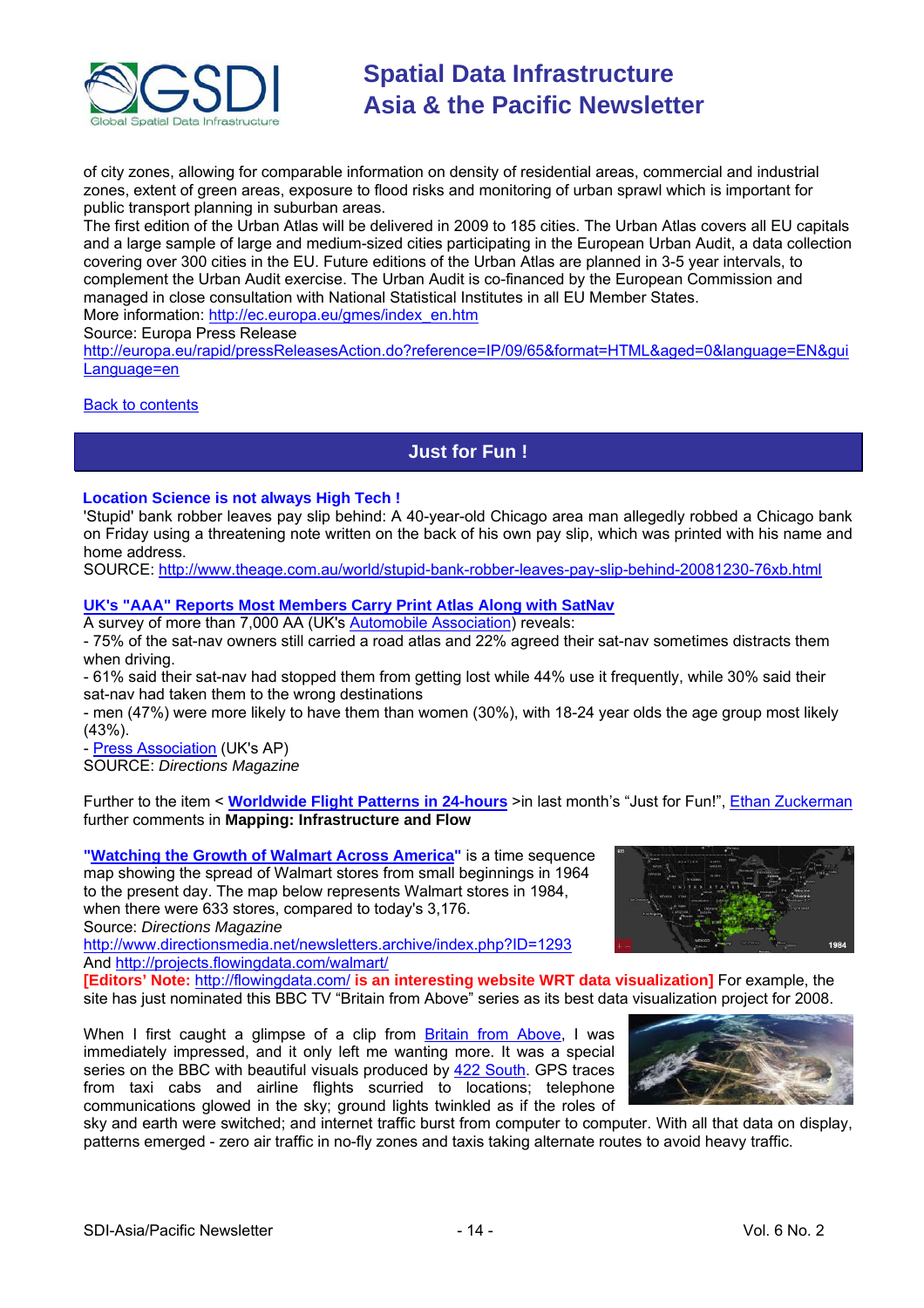of city zones, allowing for comparable information on density of residential areas, commercial and industrial zones, extent of green areas, exposure to flood risks and monitoring of urban sprawl which is important for public transport planning in suburban areas.
The first edition of the Urban Atlas will be delivered in 2009 to 185 cities. The Urban Atlas covers all EU capitals and a large sample of large and medium-sized cities participating in the European Urban Audit, a data collection covering over 300 cities in the EU. Future editions of the Urban Atlas are planned in 3-5 year intervals, to complement the Urban Audit exercise. The Urban Audit is co-financed by the European Commission and managed in close consultation with National Statistical Institutes in all EU Member States.
More information: http://ec.europa.eu/gmes/index_en.htm
Source: Europa Press Release
http://europa.eu/rapid/pressReleasesAction.do?reference=IP/09/65&format=HTML&aged=0&language=EN&guiLanguage=en

Back to contents

## Just for Fun !

### Location Science is not always High Tech !

'Stupid' bank robber leaves pay slip behind: A 40-year-old Chicago area man allegedly robbed a Chicago bank on Friday using a threatening note written on the back of his own pay slip, which was printed with his name and home address.
SOURCE: http://www.theage.com.au/world/stupid-bank-robber-leaves-pay-slip-behind-20081230-76xb.html

### UK's "AAA" Reports Most Members Carry Print Atlas Along with SatNav

A survey of more than 7,000 AA (UK's Automobile Association) reveals:
- 75% of the sat-nav owners still carried a road atlas and 22% agreed their sat-nav sometimes distracts them when driving.
- 61% said their sat-nav had stopped them from getting lost while 44% use it frequently, while 30% said their sat-nav had taken them to the wrong destinations
- men (47%) were more likely to have them than women (30%), with 18-24 year olds the age group most likely (43%).
- Press Association (UK's AP)
SOURCE: *Directions Magazine*

Further to the item < **Worldwide Flight Patterns in 24-hours** >in last month's "Just for Fun!", Ethan Zuckerman further comments in **Mapping: Infrastructure and Flow**

**"Watching the Growth of Walmart Across America"** is a time sequence map showing the spread of Walmart stores from small beginnings in 1964 to the present day. The map below represents Walmart stores in 1984, when there were 633 stores, compared to today's 3,176.
Source: *Directions Magazine*
http://www.directionsmedia.net/newsletters.archive/index.php?ID=1293
And http://projects.flowingdata.com/walmart/
**[Editors' Note: http://flowingdata.com/ is an interesting website WRT data visualization]** For example, the site has just nominated this BBC TV "Britain from Above" series as its best data visualization project for 2008.

When I first caught a glimpse of a clip from Britain from Above, I was immediately impressed, and it only left me wanting more. It was a special series on the BBC with beautiful visuals produced by 422 South. GPS traces from taxi cabs and airline flights scurried to locations; telephone communications glowed in the sky; ground lights twinkled as if the roles of sky and earth were switched; and internet traffic burst from computer to computer. With all that data on display, patterns emerged - zero air traffic in no-fly zones and taxis taking alternate routes to avoid heavy traffic.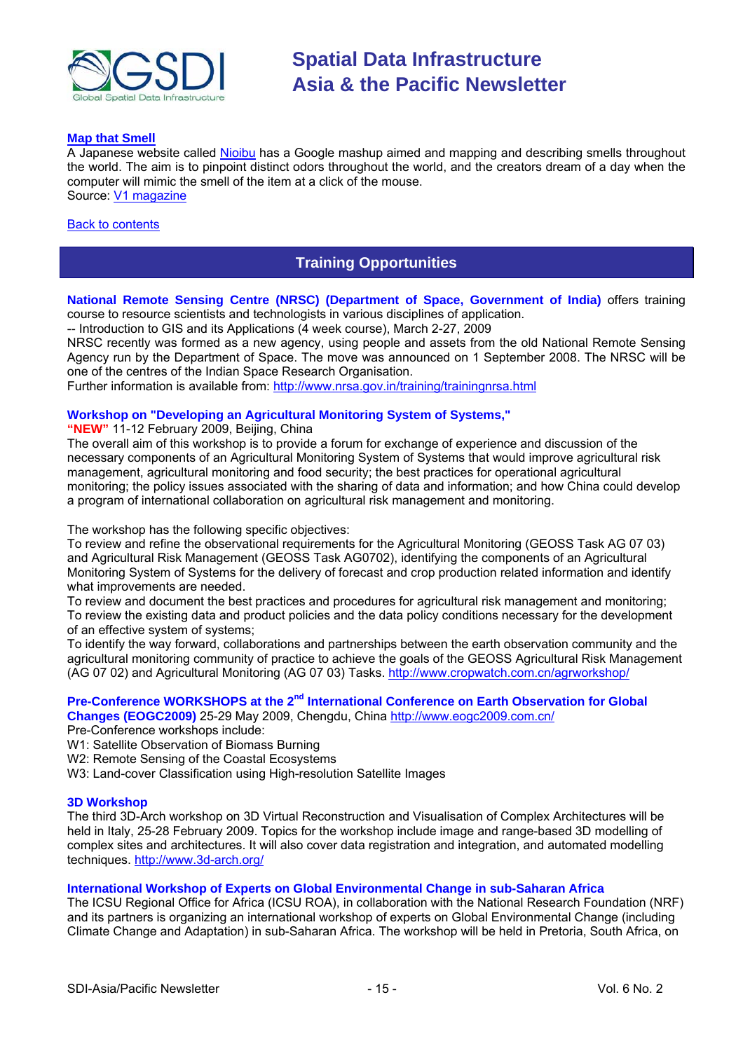### Map that Smell

A Japanese website called Nioibu has a Google mashup aimed and mapping and describing smells throughout the world. The aim is to pinpoint distinct odors throughout the world, and the creators dream of a day when the computer will mimic the smell of the item at a click of the mouse.
Source: V1 magazine

Back to contents

## Training Opportunities

**National Remote Sensing Centre (NRSC) (Department of Space, Government of India)** offers training course to resource scientists and technologists in various disciplines of application.
-- Introduction to GIS and its Applications (4 week course), March 2-27, 2009
NRSC recently was formed as a new agency, using people and assets from the old National Remote Sensing Agency run by the Department of Space. The move was announced on 1 September 2008. The NRSC will be one of the centres of the Indian Space Research Organisation.
Further information is available from: http://www.nrsa.gov.in/training/trainingnrsa.html

**Workshop on "Developing an Agricultural Monitoring System of Systems,"**
**"NEW"** 11-12 February 2009, Beijing, China
The overall aim of this workshop is to provide a forum for exchange of experience and discussion of the necessary components of an Agricultural Monitoring System of Systems that would improve agricultural risk management, agricultural monitoring and food security; the best practices for operational agricultural monitoring; the policy issues associated with the sharing of data and information; and how China could develop a program of international collaboration on agricultural risk management and monitoring.

The workshop has the following specific objectives:
To review and refine the observational requirements for the Agricultural Monitoring (GEOSS Task AG 07 03) and Agricultural Risk Management (GEOSS Task AG0702), identifying the components of an Agricultural Monitoring System of Systems for the delivery of forecast and crop production related information and identify what improvements are needed.
To review and document the best practices and procedures for agricultural risk management and monitoring;
To review the existing data and product policies and the data policy conditions necessary for the development of an effective system of systems;
To identify the way forward, collaborations and partnerships between the earth observation community and the agricultural monitoring community of practice to achieve the goals of the GEOSS Agricultural Risk Management (AG 07 02) and Agricultural Monitoring (AG 07 03) Tasks. http://www.cropwatch.com.cn/agrworkshop/

**Pre-Conference WORKSHOPS at the 2nd International Conference on Earth Observation for Global Changes (EOGC2009)** 25-29 May 2009, Chengdu, China http://www.eogc2009.com.cn/
Pre-Conference workshops include:
W1: Satellite Observation of Biomass Burning
W2: Remote Sensing of the Coastal Ecosystems
W3: Land-cover Classification using High-resolution Satellite Images

**3D Workshop**
The third 3D-Arch workshop on 3D Virtual Reconstruction and Visualisation of Complex Architectures will be held in Italy, 25-28 February 2009. Topics for the workshop include image and range-based 3D modelling of complex sites and architectures. It will also cover data registration and integration, and automated modelling techniques. http://www.3d-arch.org/

**International Workshop of Experts on Global Environmental Change in sub-Saharan Africa**
The ICSU Regional Office for Africa (ICSU ROA), in collaboration with the National Research Foundation (NRF) and its partners is organizing an international workshop of experts on Global Environmental Change (including Climate Change and Adaptation) in sub-Saharan Africa. The workshop will be held in Pretoria, South Africa, on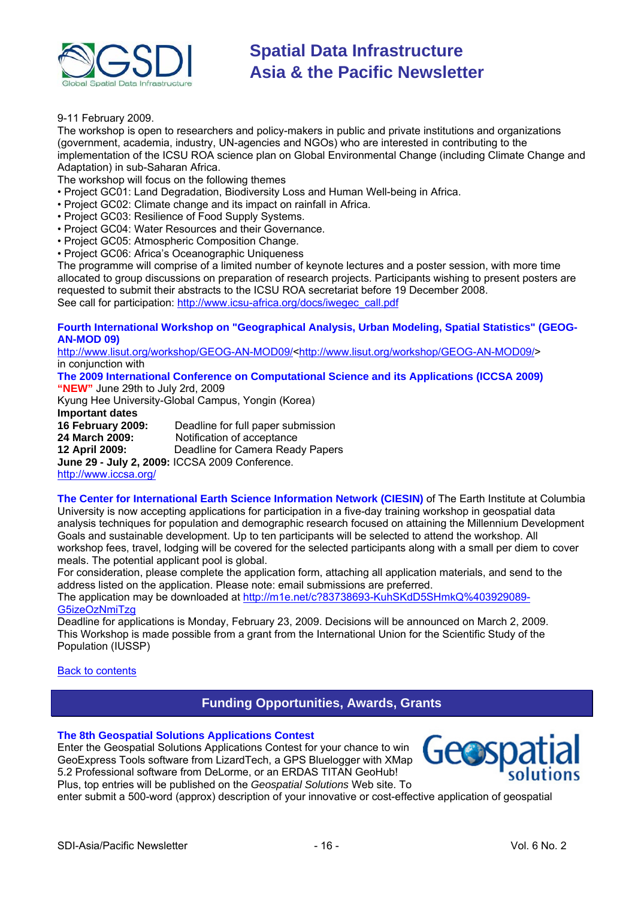9-11 February 2009.
The workshop is open to researchers and policy-makers in public and private institutions and organizations (government, academia, industry, UN-agencies and NGOs) who are interested in contributing to the implementation of the ICSU ROA science plan on Global Environmental Change (including Climate Change and Adaptation) in sub-Saharan Africa.
The workshop will focus on the following themes
- Project GC01: Land Degradation, Biodiversity Loss and Human Well-being in Africa.
- Project GC02: Climate change and its impact on rainfall in Africa.
- Project GC03: Resilience of Food Supply Systems.
- Project GC04: Water Resources and their Governance.
- Project GC05: Atmospheric Composition Change.
- Project GC06: Africa's Oceanographic Uniqueness

The programme will comprise of a limited number of keynote lectures and a poster session, with more time allocated to group discussions on preparation of research projects. Participants wishing to present posters are requested to submit their abstracts to the ICSU ROA secretariat before 19 December 2008.
See call for participation: http://www.icsu-africa.org/docs/iwegec_call.pdf

**Fourth International Workshop on "Geographical Analysis, Urban Modeling, Spatial Statistics" (GEOG-AN-MOD 09)**
http://www.lisut.org/workshop/GEOG-AN-MOD09/<http://www.lisut.org/workshop/GEOG-AN-MOD09/>
in conjunction with
**The 2009 International Conference on Computational Science and its Applications (ICCSA 2009)**
**"NEW"** June 29th to July 2rd, 2009
Kyung Hee University-Global Campus, Yongin (Korea)
**Important dates**
**16 February 2009:** Deadline for full paper submission
**24 March 2009:** Notification of acceptance
**12 April 2009:** Deadline for Camera Ready Papers
**June 29 - July 2, 2009:** ICCSA 2009 Conference.
http://www.iccsa.org/

**The Center for International Earth Science Information Network (CIESIN)** of The Earth Institute at Columbia University is now accepting applications for participation in a five-day training workshop in geospatial data analysis techniques for population and demographic research focused on attaining the Millennium Development Goals and sustainable development. Up to ten participants will be selected to attend the workshop. All workshop fees, travel, lodging will be covered for the selected participants along with a small per diem to cover meals. The potential applicant pool is global.
For consideration, please complete the application form, attaching all application materials, and send to the address listed on the application. Please note: email submissions are preferred.
The application may be downloaded at http://m1e.net/c?83738693-KuhSKdD5SHmkQ%403929089-G5izeOzNmiTzg
Deadline for applications is Monday, February 23, 2009. Decisions will be announced on March 2, 2009.
This Workshop is made possible from a grant from the International Union for the Scientific Study of the Population (IUSSP)

Back to contents

## Funding Opportunities, Awards, Grants

**The 8th Geospatial Solutions Applications Contest**
Enter the Geospatial Solutions Applications Contest for your chance to win GeoExpress Tools software from LizardTech, a GPS Bluelogger with XMap 5.2 Professional software from DeLorme, or an ERDAS TITAN GeoHub! Plus, top entries will be published on the *Geospatial Solutions* Web site. To enter submit a 500-word (approx) description of your innovative or cost-effective application of geospatial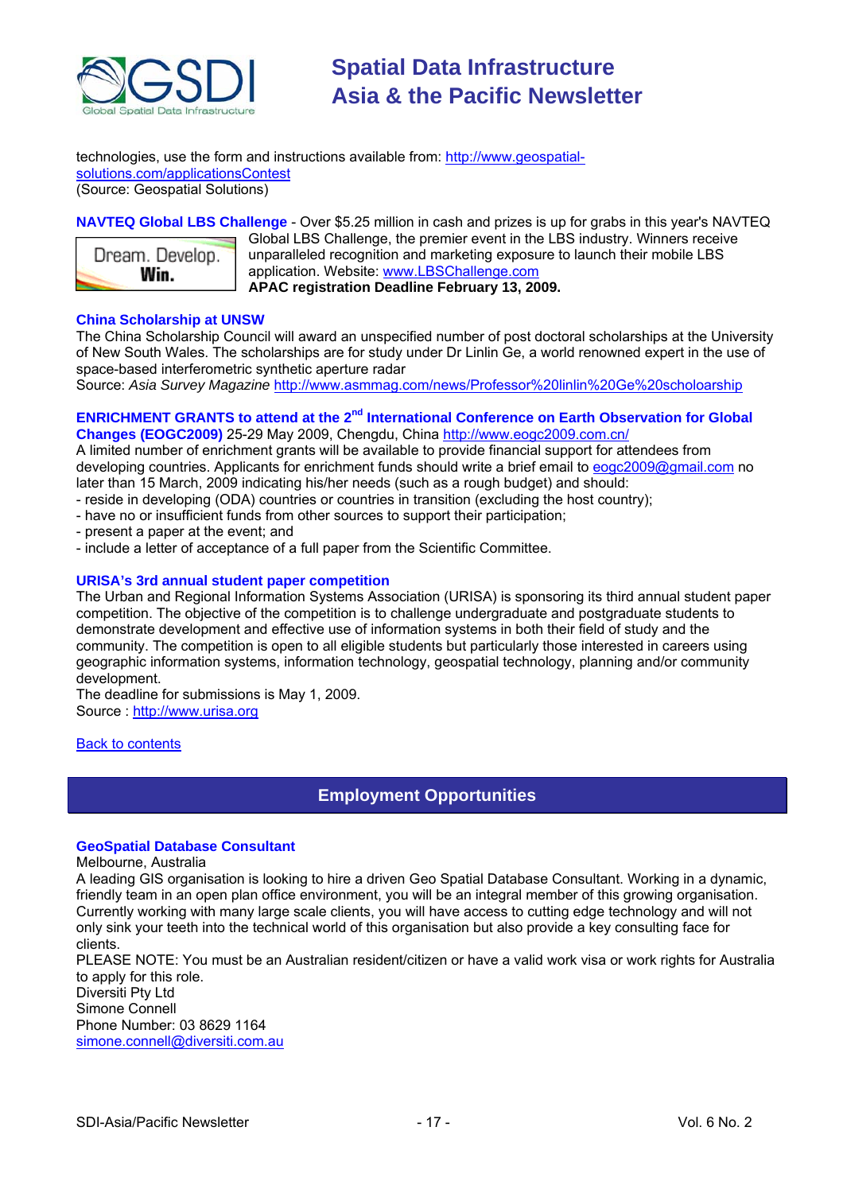technologies, use the form and instructions available from: http://www.geospatial-solutions.com/applicationsContest
(Source: Geospatial Solutions)

**NAVTEQ Global LBS Challenge** - Over $5.25 million in cash and prizes is up for grabs in this year's NAVTEQ Global LBS Challenge, the premier event in the LBS industry. Winners receive unparalleled recognition and marketing exposure to launch their mobile LBS application. Website: www.LBSChallenge.com
**APAC registration Deadline February 13, 2009.**

**China Scholarship at UNSW**
The China Scholarship Council will award an unspecified number of post doctoral scholarships at the University of New South Wales. The scholarships are for study under Dr Linlin Ge, a world renowned expert in the use of space-based interferometric synthetic aperture radar
Source: *Asia Survey Magazine* http://www.asmmag.com/news/Professor%20linlin%20Ge%20scholoarship

**ENRICHMENT GRANTS to attend at the 2nd International Conference on Earth Observation for Global Changes (EOGC2009)** 25-29 May 2009, Chengdu, China http://www.eogc2009.com.cn/
A limited number of enrichment grants will be available to provide financial support for attendees from developing countries. Applicants for enrichment funds should write a brief email to eogc2009@gmail.com no later than 15 March, 2009 indicating his/her needs (such as a rough budget) and should:
- reside in developing (ODA) countries or countries in transition (excluding the host country);
- have no or insufficient funds from other sources to support their participation;
- present a paper at the event; and
- include a letter of acceptance of a full paper from the Scientific Committee.

**URISA's 3rd annual student paper competition**
The Urban and Regional Information Systems Association (URISA) is sponsoring its third annual student paper competition. The objective of the competition is to challenge undergraduate and postgraduate students to demonstrate development and effective use of information systems in both their field of study and the community. The competition is open to all eligible students but particularly those interested in careers using geographic information systems, information technology, geospatial technology, planning and/or community development.
The deadline for submissions is May 1, 2009.
Source : http://www.urisa.org

Back to contents

## Employment Opportunities

**GeoSpatial Database Consultant**
Melbourne, Australia
A leading GIS organisation is looking to hire a driven Geo Spatial Database Consultant. Working in a dynamic, friendly team in an open plan office environment, you will be an integral member of this growing organisation. Currently working with many large scale clients, you will have access to cutting edge technology and will not only sink your teeth into the technical world of this organisation but also provide a key consulting face for clients.
PLEASE NOTE: You must be an Australian resident/citizen or have a valid work visa or work rights for Australia to apply for this role.
Diversiti Pty Ltd
Simone Connell
Phone Number: 03 8629 1164
simone.connell@diversiti.com.au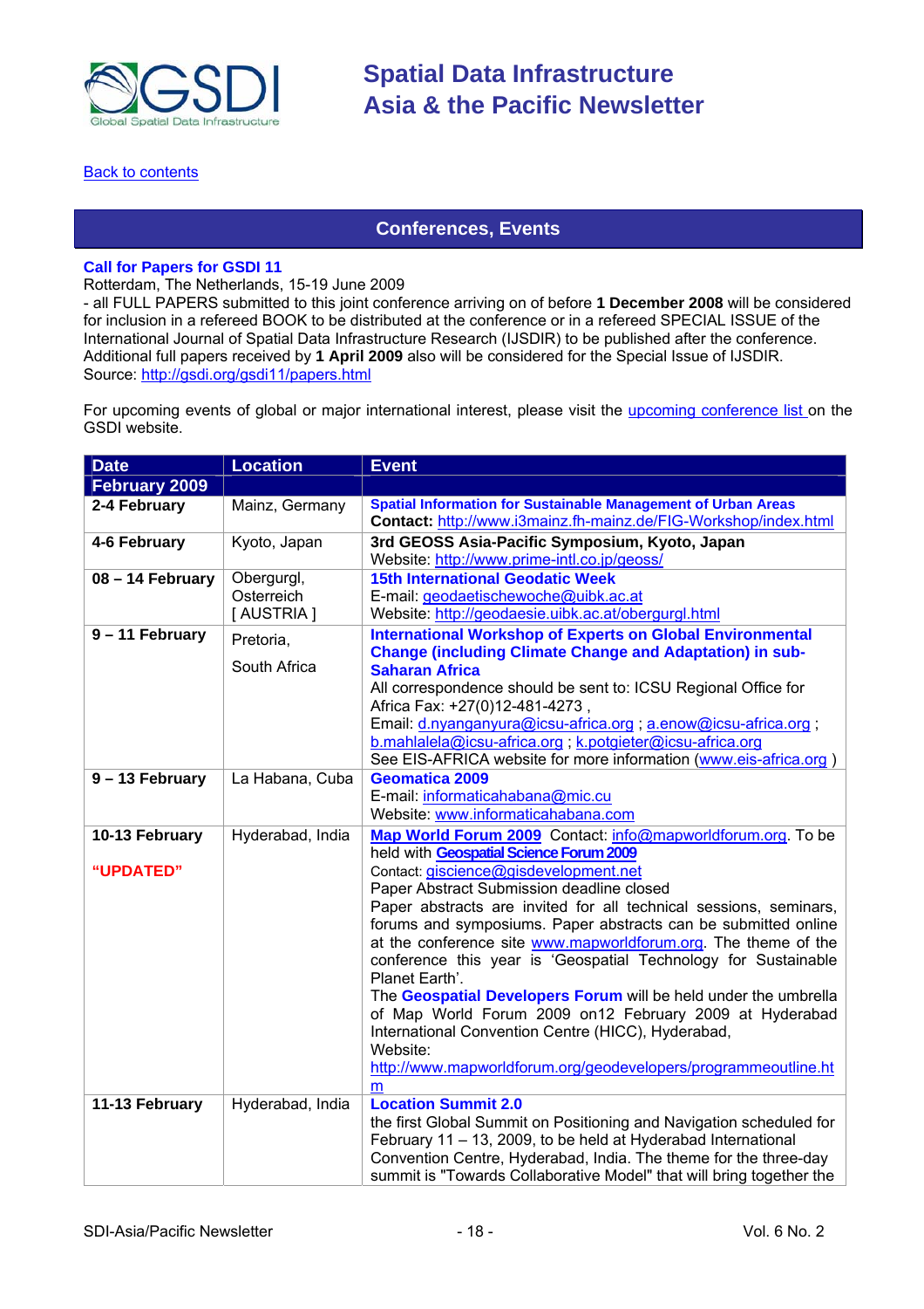[Back to contents](#)

## Conferences, Events

**Call for Papers for GSDI 11**
Rotterdam, The Netherlands, 15-19 June 2009
- all FULL PAPERS submitted to this joint conference arriving on of before **1 December 2008** will be considered for inclusion in a refereed BOOK to be distributed at the conference or in a refereed SPECIAL ISSUE of the International Journal of Spatial Data Infrastructure Research (IJSDIR) to be published after the conference. Additional full papers received by **1 April 2009** also will be considered for the Special Issue of IJSDIR.
Source: http://gsdi.org/gsdi11/papers.html

For upcoming events of global or major international interest, please visit the upcoming conference list on the GSDI website.

| Date | Location | Event |
|---|---|---|
| **February 2009** | | |
| **2-4 February** | Mainz, Germany | **Spatial Information for Sustainable Management of Urban Areas**<br>**Contact:** http://www.i3mainz.fh-mainz.de/FIG-Workshop/index.html |
| **4-6 February** | Kyoto, Japan | **3rd GEOSS Asia-Pacific Symposium, Kyoto, Japan**<br>Website: http://www.prime-intl.co.jp/geoss/ |
| **08 – 14 February** | Obergurgl, Osterreich [ AUSTRIA ] | **15th International Geodetic Week**<br>E-mail: geodaetischewoche@uibk.ac.at<br>Website: http://geodaesie.uibk.ac.at/obergurgl.html |
| **9 – 11 February** | Pretoria, South Africa | **International Workshop of Experts on Global Environmental Change (including Climate Change and Adaptation) in sub-Saharan Africa**<br>All correspondence should be sent to: ICSU Regional Office for Africa Fax: +27(0)12-481-4273 ,<br>Email: d.nyanganyura@icsu-africa.org ; a.enow@icsu-africa.org ; b.mahlalela@icsu-africa.org ; k.potgieter@icsu-africa.org<br>See EIS-AFRICA website for more information (www.eis-africa.org ) |
| **9 – 13 February** | La Habana, Cuba | **Geomatica 2009**<br>E-mail: informaticahabana@mic.cu<br>Website: www.informaticahabana.com |
| **10-13 February**<br>**"UPDATED"** | Hyderabad, India | **Map World Forum 2009** Contact: info@mapworldforum.org. To be held with **Geospatial Science Forum 2009**<br>Contact: giscience@gisdevelopment.net<br>Paper Abstract Submission deadline closed<br>Paper abstracts are invited for all technical sessions, seminars, forums and symposiums. Paper abstracts can be submitted online at the conference site www.mapworldforum.org. The theme of the conference this year is 'Geospatial Technology for Sustainable Planet Earth'.<br>The **Geospatial Developers Forum** will be held under the umbrella of Map World Forum 2009 on12 February 2009 at Hyderabad International Convention Centre (HICC), Hyderabad,<br>Website:<br>http://www.mapworldforum.org/geodevelopers/programmeoutline.htm |
| **11-13 February** | Hyderabad, India | **Location Summit 2.0**<br>the first Global Summit on Positioning and Navigation scheduled for February 11 – 13, 2009, to be held at Hyderabad International Convention Centre, Hyderabad, India. The theme for the three-day summit is "Towards Collaborative Model" that will bring together the |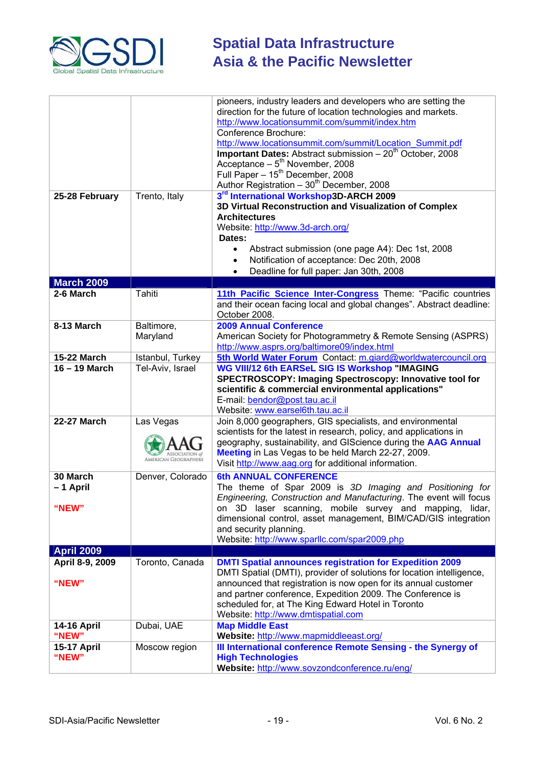| | | |
|---|---|---|
| | | pioneers, industry leaders and developers who are setting the direction for the future of location technologies and markets. http://www.locationsummit.com/summit/index.htm<br>Conference Brochure:<br>http://www.locationsummit.com/summit/Location_Summit.pdf<br>**Important Dates:** Abstract submission – 20th October, 2008<br>Acceptance – 5th November, 2008<br>Full Paper – 15th December, 2008<br>Author Registration – 30th December, 2008 |
| **25-28 February** | Trento, Italy | **3rd International Workshop3D-ARCH 2009**<br>**3D Virtual Reconstruction and Visualization of Complex Architectures**<br>Website: http://www.3d-arch.org/<br>**Dates:**<br>• Abstract submission (one page A4): Dec 1st, 2008<br>• Notification of acceptance: Dec 20th, 2008<br>• Deadline for full paper: Jan 30th, 2008 |
| **March 2009** | | |
| **2-6 March** | Tahiti | **11th Pacific Science Inter-Congress** Theme: "Pacific countries and their ocean facing local and global changes". Abstract deadline: October 2008. |
| **8-13 March** | Baltimore, Maryland | **2009 Annual Conference**<br>American Society for Photogrammetry & Remote Sensing (ASPRS)<br>http://www.asprs.org/baltimore09/index.html |
| **15-22 March** | Istanbul, Turkey | **5th World Water Forum** Contact: m.giard@worldwatercouncil.org |
| **16 – 19 March** | Tel-Aviv, Israel | **WG VIII/12 6th EARSeL SIG IS Workshop "IMAGING SPECTROSCOPY: Imaging Spectroscopy: Innovative tool for scientific & commercial environmental applications"**<br>E-mail: bendor@post.tau.ac.il<br>Website: www.earsel6th.tau.ac.il |
| **22-27 March** | Las Vegas<br>AAG Association of American Geographers | Join 8,000 geographers, GIS specialists, and environmental scientists for the latest in research, policy, and applications in geography, sustainability, and GIScience during the **AAG Annual Meeting** in Las Vegas to be held March 22-27, 2009.<br>Visit http://www.aag.org for additional information. |
| **30 March – 1 April**<br><br>**"NEW"** | Denver, Colorado | **6th ANNUAL CONFERENCE**<br>The theme of Spar 2009 is *3D Imaging and Positioning for Engineering, Construction and Manufacturing*. The event will focus on 3D laser scanning, mobile survey and mapping, lidar, dimensional control, asset management, BIM/CAD/GIS integration and security planning.<br>Website: http://www.sparllc.com/spar2009.php |
| **April 2009** | | |
| **April 8-9, 2009**<br><br>**"NEW"** | Toronto, Canada | **DMTI Spatial announces registration for Expedition 2009**<br>DMTI Spatial (DMTI), provider of solutions for location intelligence, announced that registration is now open for its annual customer and partner conference, Expedition 2009. The Conference is scheduled for, at The King Edward Hotel in Toronto<br>Website: http://www.dmtispatial.com |
| **14-16 April**<br>**"NEW"** | Dubai, UAE | **Map Middle East**<br>**Website:** http://www.mapmiddleeast.org/ |
| **15-17 April**<br>**"NEW"** | Moscow region | **III International conference Remote Sensing - the Synergy of High Technologies**<br>**Website:** http://www.sovzondconference.ru/eng/ |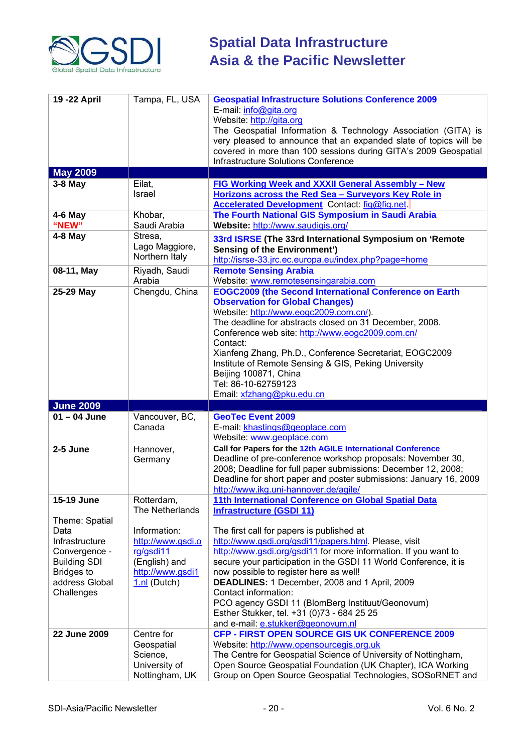| | | |
|---|---|---|
| **19 -22 April** | Tampa, FL, USA | **Geospatial Infrastructure Solutions Conference 2009**<br>E-mail: info@gita.org<br>Website: http://gita.org<br>The Geospatial Information & Technology Association (GITA) is very pleased to announce that an expanded slate of topics will be covered in more than 100 sessions during GITA's 2009 Geospatial Infrastructure Solutions Conference |
| **May 2009** | | |
| **3-8 May** | Eilat, Israel | **FIG Working Week and XXXII General Assembly – New Horizons across the Red Sea – Surveyors Key Role in Accelerated Development** Contact: fig@fig.net. |
| **4-6 May "NEW"** | Khobar, Saudi Arabia | **The Fourth National GIS Symposium in Saudi Arabia**<br>**Website:** http://www.saudigis.org/ |
| **4-8 May** | Stresa, Lago Maggiore, Northern Italy | **33rd ISRSE (The 33rd International Symposium on 'Remote Sensing of the Environment')**<br>http://isrse-33.jrc.ec.europa.eu/index.php?page=home |
| **08-11, May** | Riyadh, Saudi Arabia | **Remote Sensing Arabia**<br>Website: www.remotesensingarabia.com |
| **25-29 May** | Chengdu, China | **EOGC2009 (the Second International Conference on Earth Observation for Global Changes)**<br>Website: http://www.eogc2009.com.cn/).<br>The deadline for abstracts closed on 31 December, 2008.<br>Conference web site: http://www.eogc2009.com.cn/<br>Contact:<br>Xianfeng Zhang, Ph.D., Conference Secretariat, EOGC2009<br>Institute of Remote Sensing & GIS, Peking University<br>Beijing 100871, China<br>Tel: 86-10-62759123<br>Email: xfzhang@pku.edu.cn |
| **June 2009** | | |
| **01 – 04 June** | Vancouver, BC, Canada | **GeoTec Event 2009**<br>E-mail: khastings@geoplace.com<br>Website: www.geoplace.com |
| **2-5 June** | Hannover, Germany | **Call for Papers for the 12th AGILE International Conference**<br>Deadline of pre-conference workshop proposals: November 30, 2008; Deadline for full paper submissions: December 12, 2008; Deadline for short paper and poster submissions: January 16, 2009<br>http://www.ikg.uni-hannover.de/agile/ |
| **15-19 June**<br><br>Theme: Spatial Data Infrastructure Convergence - Building SDI Bridges to address Global Challenges | Rotterdam, The Netherlands<br><br>Information: http://www.gsdi.org/gsdi11 (English) and http://www.gsdi11.nl (Dutch) | **11th International Conference on Global Spatial Data Infrastructure (GSDI 11)**<br><br>The first call for papers is published at http://www.gsdi.org/gsdi11/papers.html. Please, visit http://www.gsdi.org/gsdi11 for more information. If you want to secure your participation in the GSDI 11 World Conference, it is now possible to register here as well!<br>**DEADLINES:** 1 December, 2008 and 1 April, 2009<br>Contact information:<br>PCO agency GSDI 11 (BlomBerg Instituut/Geonovum)<br>Esther Stukker, tel. +31 (0)73 - 684 25 25<br>and e-mail: e.stukker@geonovum.nl |
| **22 June 2009** | Centre for Geospatial Science, University of Nottingham, UK | **CFP - FIRST OPEN SOURCE GIS UK CONFERENCE 2009**<br>Website: http://www.opensourcegis.org.uk<br>The Centre for Geospatial Science of University of Nottingham, Open Source Geospatial Foundation (UK Chapter), ICA Working Group on Open Source Geospatial Technologies, SOSoRNET and |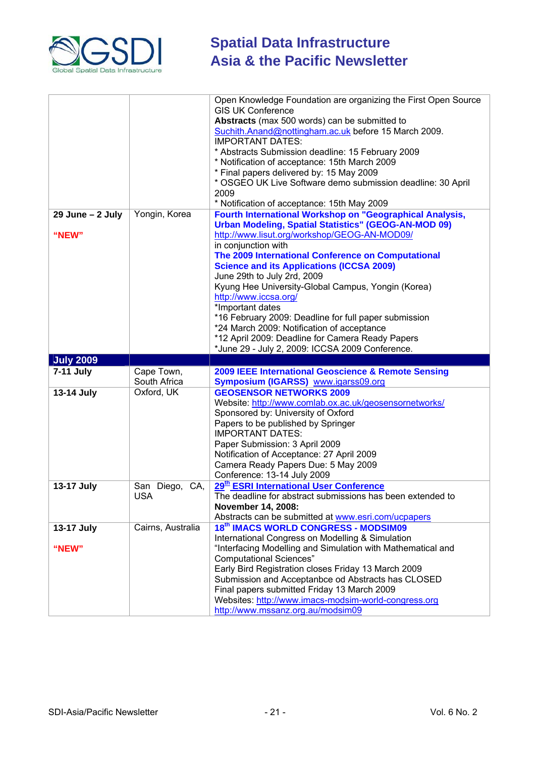| | | |
|---|---|---|
| | | Open Knowledge Foundation are organizing the First Open Source GIS UK Conference<br>**Abstracts** (max 500 words) can be submitted to Suchith.Anand@nottingham.ac.uk before 15 March 2009.<br>IMPORTANT DATES:<br>* Abstracts Submission deadline: 15 February 2009<br>* Notification of acceptance: 15th March 2009<br>* Final papers delivered by: 15 May 2009<br>* OSGEO UK Live Software demo submission deadline: 30 April 2009<br>* Notification of acceptance: 15th May 2009 |
| **29 June – 2 July**<br><br>**"NEW"** | Yongin, Korea | **Fourth International Workshop on "Geographical Analysis, Urban Modeling, Spatial Statistics" (GEOG-AN-MOD 09)**<br>http://www.lisut.org/workshop/GEOG-AN-MOD09/<br>in conjunction with<br>**The 2009 International Conference on Computational Science and its Applications (ICCSA 2009)**<br>June 29th to July 2rd, 2009<br>Kyung Hee University-Global Campus, Yongin (Korea)<br>http://www.iccsa.org/<br>*Important dates<br>*16 February 2009: Deadline for full paper submission<br>*24 March 2009: Notification of acceptance<br>*12 April 2009: Deadline for Camera Ready Papers<br>*June 29 - July 2, 2009: ICCSA 2009 Conference. |
| **July 2009** | | |
| **7-11 July** | Cape Town, South Africa | **2009 IEEE International Geoscience & Remote Sensing Symposium (IGARSS)** www.igarss09.org |
| **13-14 July** | Oxford, UK | **GEOSENSOR NETWORKS 2009**<br>Website: http://www.comlab.ox.ac.uk/geosensornetworks/<br>Sponsored by: University of Oxford<br>Papers to be published by Springer<br>IMPORTANT DATES:<br>Paper Submission: 3 April 2009<br>Notification of Acceptance: 27 April 2009<br>Camera Ready Papers Due: 5 May 2009<br>Conference: 13-14 July 2009 |
| **13-17 July** | San Diego, CA, USA | **29th ESRI International User Conference**<br>The deadline for abstract submissions has been extended to **November 14, 2008:**<br>Abstracts can be submitted at www.esri.com/ucpapers |
| **13-17 July**<br><br>**"NEW"** | Cairns, Australia | **18th IMACS WORLD CONGRESS - MODSIM09**<br>International Congress on Modelling & Simulation<br>"Interfacing Modelling and Simulation with Mathematical and Computational Sciences"<br>Early Bird Registration closes Friday 13 March 2009<br>Submission and Acceptanbce od Abstracts has CLOSED<br>Final papers submitted Friday 13 March 2009<br>Websites: http://www.imacs-modsim-world-congress.org<br>http://www.mssanz.org.au/modsim09 |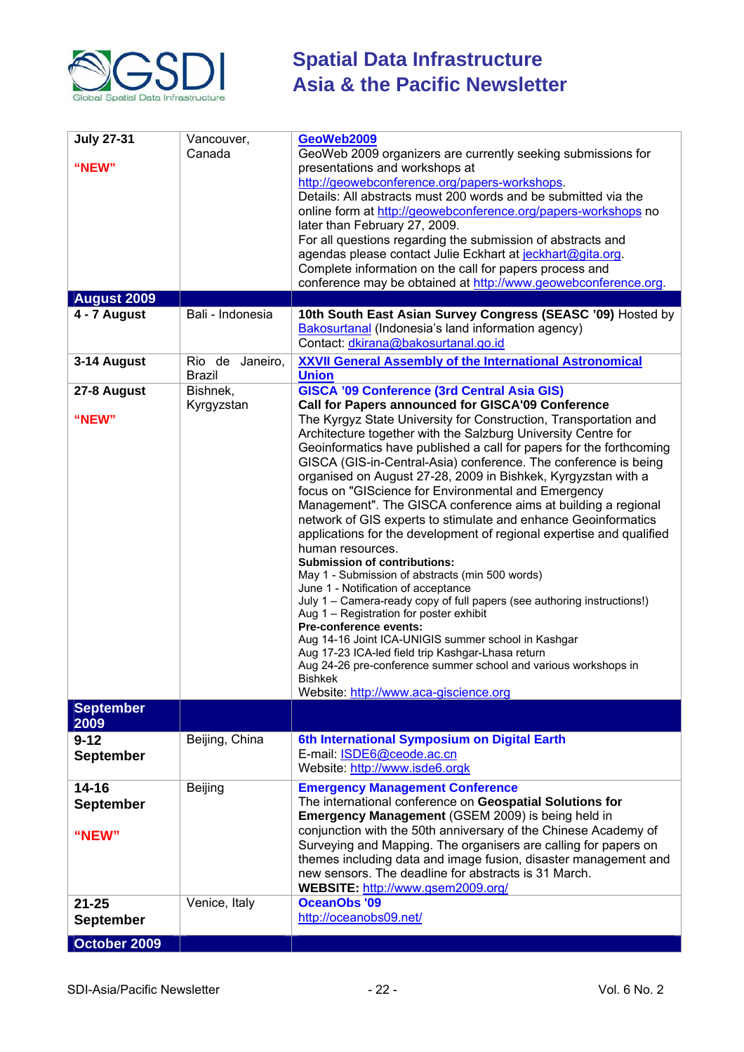| | | |
|---|---|---|
| **July 27-31**<br><br>**"NEW"** | Vancouver, Canada | **GeoWeb2009**<br>GeoWeb 2009 organizers are currently seeking submissions for presentations and workshops at http://geowebconference.org/papers-workshops.<br>Details: All abstracts must 200 words and be submitted via the online form at http://geowebconference.org/papers-workshops no later than February 27, 2009.<br>For all questions regarding the submission of abstracts and agendas please contact Julie Eckhart at jeckhart@gita.org.<br>Complete information on the call for papers process and conference may be obtained at http://www.geowebconference.org. |
| **August 2009** | | |
| **4 - 7 August** | Bali - Indonesia | **10th South East Asian Survey Congress (SEASC '09)** Hosted by Bakosurtanal (Indonesia's land information agency)<br>Contact: dkirana@bakosurtanal.go.id |
| **3-14 August** | Rio de Janeiro, Brazil | **XXVII General Assembly of the International Astronomical Union** |
| **27-8 August**<br><br>**"NEW"** | Bishnek, Kyrgyzstan | **GISCA '09 Conference (3rd Central Asia GIS)**<br>**Call for Papers announced for GISCA'09 Conference**<br>The Kyrgyz State University for Construction, Transportation and Architecture together with the Salzburg University Centre for Geoinformatics have published a call for papers for the forthcoming GISCA (GIS-in-Central-Asia) conference. The conference is being organised on August 27-28, 2009 in Bishkek, Kyrgyzstan with a focus on "GIScience for Environmental and Emergency Management". The GISCA conference aims at building a regional network of GIS experts to stimulate and enhance Geoinformatics applications for the development of regional expertise and qualified human resources.<br>**Submission of contributions:**<br>May 1 - Submission of abstracts (min 500 words)<br>June 1 - Notification of acceptance<br>July 1 – Camera-ready copy of full papers (see authoring instructions!)<br>Aug 1 – Registration for poster exhibit<br>**Pre-conference events:**<br>Aug 14-16 Joint ICA-UNIGIS summer school in Kashgar<br>Aug 17-23 ICA-led field trip Kashgar-Lhasa return<br>Aug 24-26 pre-conference summer school and various workshops in Bishkek<br>Website: http://www.aca-giscience.org |
| **September 2009** | | |
| **9-12 September** | Beijing, China | **6th International Symposium on Digital Earth**<br>E-mail: ISDE6@ceode.ac.cn<br>Website: http://www.isde6.orgk |
| **14-16 September**<br><br>**"NEW"** | Beijing | **Emergency Management Conference**<br>The international conference on **Geospatial Solutions for Emergency Management** (GSEM 2009) is being held in conjunction with the 50th anniversary of the Chinese Academy of Surveying and Mapping. The organisers are calling for papers on themes including data and image fusion, disaster management and new sensors. The deadline for abstracts is 31 March.<br>**WEBSITE:** http://www.gsem2009.org/ |
| **21-25 September** | Venice, Italy | **OceanObs '09**<br>http://oceanobs09.net/ |
| **October 2009** | | |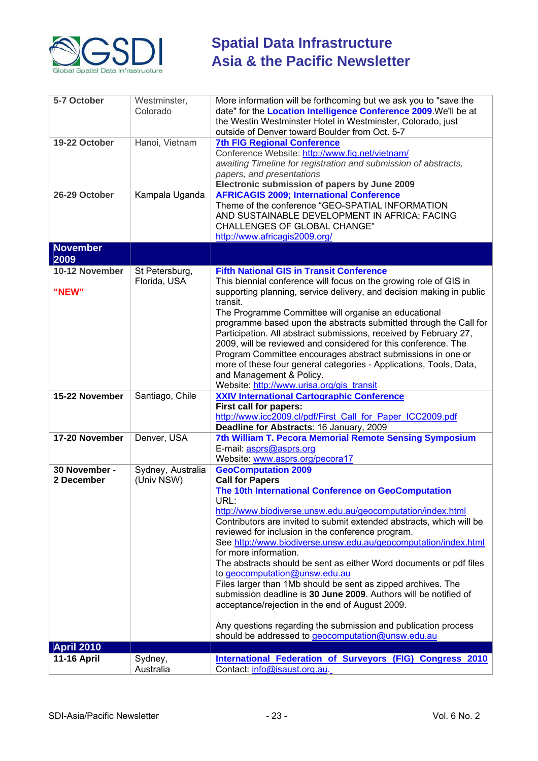| | | |
|---|---|---|
| **5-7 October** | Westminster, Colorado | More information will be forthcoming but we ask you to "save the date" for the **Location Intelligence Conference 2009**.We'll be at the Westin Westminster Hotel in Westminster, Colorado, just outside of Denver toward Boulder from Oct. 5-7 |
| **19-22 October** | Hanoi, Vietnam | **7th FIG Regional Conference**<br>Conference Website: http://www.fig.net/vietnam/<br>*awaiting Timeline for registration and submission of abstracts, papers, and presentations*<br>**Electronic submission of papers by June 2009** |
| **26-29 October** | Kampala Uganda | **AFRICAGIS 2009; International Conference**<br>Theme of the conference "GEO-SPATIAL INFORMATION AND SUSTAINABLE DEVELOPMENT IN AFRICA; FACING CHALLENGES OF GLOBAL CHANGE"<br>http://www.africagis2009.org/ |
| **November 2009** | | |
| **10-12 November**<br><br>**"NEW"** | St Petersburg, Florida, USA | **Fifth National GIS in Transit Conference**<br>This biennial conference will focus on the growing role of GIS in supporting planning, service delivery, and decision making in public transit.<br>The Programme Committee will organise an educational programme based upon the abstracts submitted through the Call for Participation. All abstract submissions, received by February 27, 2009, will be reviewed and considered for this conference. The Program Committee encourages abstract submissions in one or more of these four general categories - Applications, Tools, Data, and Management & Policy.<br>Website: http://www.urisa.org/gis_transit |
| **15-22 November** | Santiago, Chile | **XXIV International Cartographic Conference**<br>**First call for papers:**<br>http://www.icc2009.cl/pdf/First_Call_for_Paper_ICC2009.pdf<br>**Deadline for Abstracts**: 16 January, 2009 |
| **17-20 November** | Denver, USA | **7th William T. Pecora Memorial Remote Sensing Symposium**<br>E-mail: asprs@asprs.org<br>Website: www.asprs.org/pecora17 |
| **30 November - 2 December** | Sydney, Australia (Univ NSW) | **GeoComputation 2009**<br>**Call for Papers**<br>**The 10th International Conference on GeoComputation**<br>URL:<br>http://www.biodiverse.unsw.edu.au/geocomputation/index.html<br>Contributors are invited to submit extended abstracts, which will be reviewed for inclusion in the conference program.<br>See http://www.biodiverse.unsw.edu.au/geocomputation/index.html for more information.<br>The abstracts should be sent as either Word documents or pdf files to geocomputation@unsw.edu.au<br>Files larger than 1Mb should be sent as zipped archives. The submission deadline is **30 June 2009**. Authors will be notified of acceptance/rejection in the end of August 2009.<br><br>Any questions regarding the submission and publication process should be addressed to geocomputation@unsw.edu.au |
| **April 2010** | | |
| **11-16 April** | Sydney, Australia | **International Federation of Surveyors (FIG) Congress 2010**<br>Contact: info@isaust.org.au. |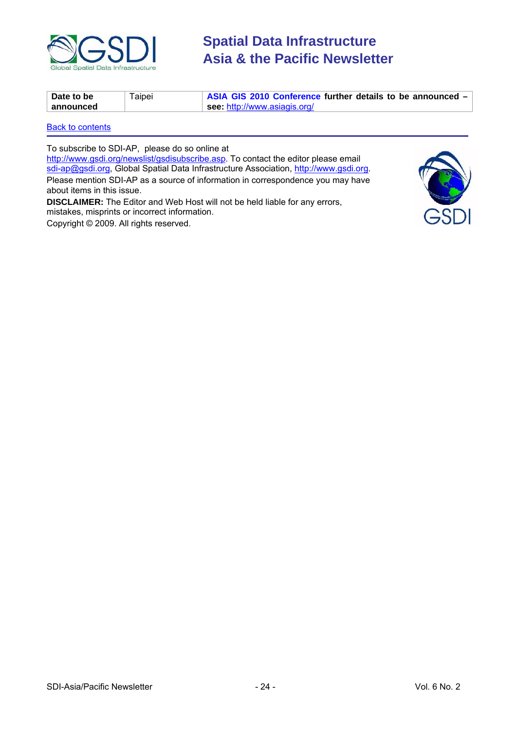| | | |
|---|---|---|
| **Date to be announced** | Taipei | **ASIA GIS 2010 Conference further details to be announced – see:** http://www.asiagis.org/ |

Back to contents

---

To subscribe to SDI-AP, please do so online at http://www.gsdi.org/newslist/gsdisubscribe.asp. To contact the editor please email sdi-ap@gsdi.org, Global Spatial Data Infrastructure Association, http://www.gsdi.org.

Please mention SDI-AP as a source of information in correspondence you may have about items in this issue.

**DISCLAIMER:** The Editor and Web Host will not be held liable for any errors, mistakes, misprints or incorrect information.

Copyright © 2009. All rights reserved.